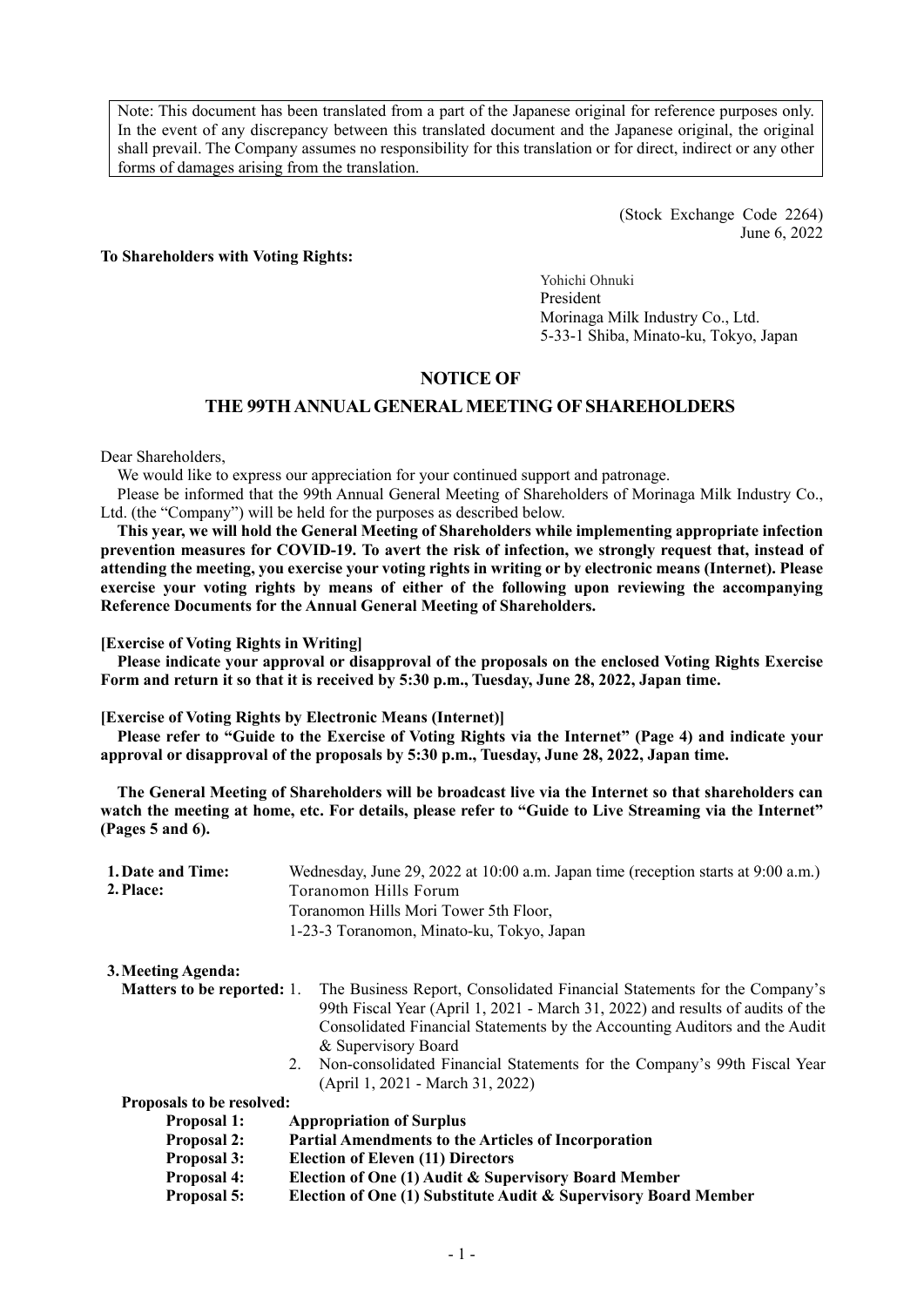Note: This document has been translated from a part of the Japanese original for reference purposes only. In the event of any discrepancy between this translated document and the Japanese original, the original shall prevail. The Company assumes no responsibility for this translation or for direct, indirect or any other forms of damages arising from the translation.

(Stock Exchange Code 2264)
June 6, 2022

**To Shareholders with Voting Rights:**

Yohichi Ohnuki
President
Morinaga Milk Industry Co., Ltd.
5-33-1 Shiba, Minato-ku, Tokyo, Japan

# NOTICE OF
# THE 99TH ANNUAL GENERAL MEETING OF SHAREHOLDERS

Dear Shareholders,

We would like to express our appreciation for your continued support and patronage.

Please be informed that the 99th Annual General Meeting of Shareholders of Morinaga Milk Industry Co., Ltd. (the "Company") will be held for the purposes as described below.

**This year, we will hold the General Meeting of Shareholders while implementing appropriate infection prevention measures for COVID-19. To avert the risk of infection, we strongly request that, instead of attending the meeting, you exercise your voting rights in writing or by electronic means (Internet). Please exercise your voting rights by means of either of the following upon reviewing the accompanying Reference Documents for the Annual General Meeting of Shareholders.**

**[Exercise of Voting Rights in Writing]**

**Please indicate your approval or disapproval of the proposals on the enclosed Voting Rights Exercise Form and return it so that it is received by 5:30 p.m., Tuesday, June 28, 2022, Japan time.**

**[Exercise of Voting Rights by Electronic Means (Internet)]**

**Please refer to "Guide to the Exercise of Voting Rights via the Internet" (Page 4) and indicate your approval or disapproval of the proposals by 5:30 p.m., Tuesday, June 28, 2022, Japan time.**

**The General Meeting of Shareholders will be broadcast live via the Internet so that shareholders can watch the meeting at home, etc. For details, please refer to "Guide to Live Streaming via the Internet" (Pages 5 and 6).**

**1. Date and Time:** Wednesday, June 29, 2022 at 10:00 a.m. Japan time (reception starts at 9:00 a.m.)

**2. Place:** Toranomon Hills Forum
Toranomon Hills Mori Tower 5th Floor,
1-23-3 Toranomon, Minato-ku, Tokyo, Japan

**3. Meeting Agenda:**

**Matters to be reported:**

1. The Business Report, Consolidated Financial Statements for the Company's 99th Fiscal Year (April 1, 2021 - March 31, 2022) and results of audits of the Consolidated Financial Statements by the Accounting Auditors and the Audit & Supervisory Board
2. Non-consolidated Financial Statements for the Company's 99th Fiscal Year (April 1, 2021 - March 31, 2022)

**Proposals to be resolved:**

**Proposal 1: Appropriation of Surplus**
**Proposal 2: Partial Amendments to the Articles of Incorporation**
**Proposal 3: Election of Eleven (11) Directors**
**Proposal 4: Election of One (1) Audit & Supervisory Board Member**
**Proposal 5: Election of One (1) Substitute Audit & Supervisory Board Member**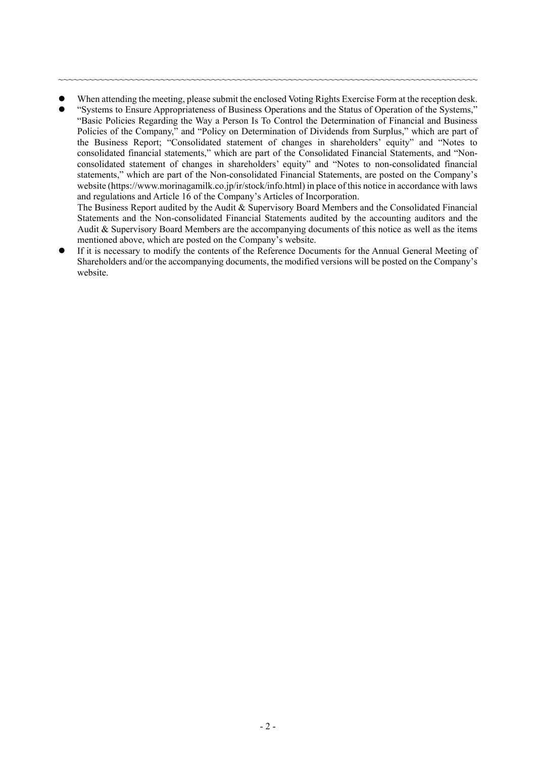~~~~~~~~~~~~~~~~~~~~~~~~~~~~~~~~~~~~~~~~~~~~~~~~~~~~~~~~~~~~~~~~~~~~~~~~~~~~~~~~~~~~~~~~~~~~~~~~~~~~~~~~

- When attending the meeting, please submit the enclosed Voting Rights Exercise Form at the reception desk.
- "Systems to Ensure Appropriateness of Business Operations and the Status of Operation of the Systems," "Basic Policies Regarding the Way a Person Is To Control the Determination of Financial and Business Policies of the Company," and "Policy on Determination of Dividends from Surplus," which are part of the Business Report; "Consolidated statement of changes in shareholders' equity" and "Notes to consolidated financial statements," which are part of the Consolidated Financial Statements, and "Non-consolidated statement of changes in shareholders' equity" and "Notes to non-consolidated financial statements," which are part of the Non-consolidated Financial Statements, are posted on the Company's website (https://www.morinagamilk.co.jp/ir/stock/info.html) in place of this notice in accordance with laws and regulations and Article 16 of the Company's Articles of Incorporation.

  The Business Report audited by the Audit & Supervisory Board Members and the Consolidated Financial Statements and the Non-consolidated Financial Statements audited by the accounting auditors and the Audit & Supervisory Board Members are the accompanying documents of this notice as well as the items mentioned above, which are posted on the Company's website.
- If it is necessary to modify the contents of the Reference Documents for the Annual General Meeting of Shareholders and/or the accompanying documents, the modified versions will be posted on the Company's website.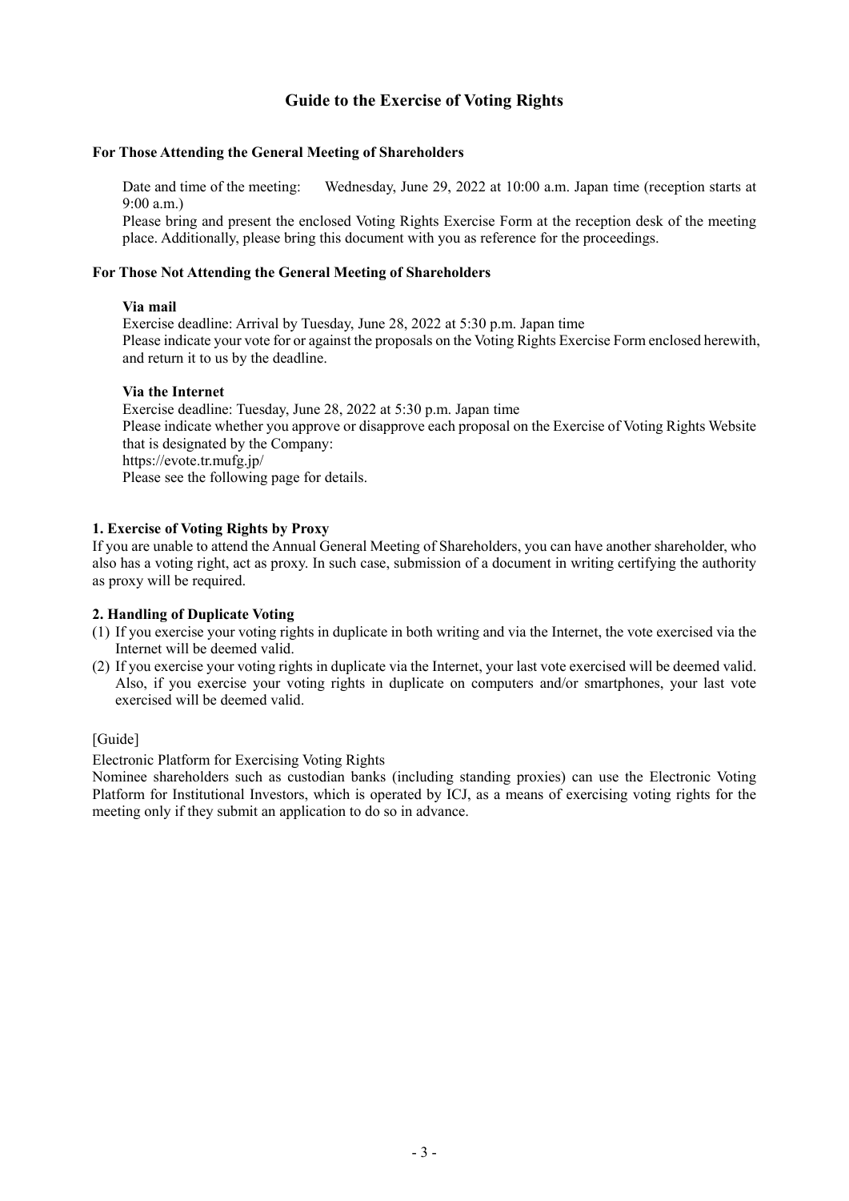# Guide to the Exercise of Voting Rights

**For Those Attending the General Meeting of Shareholders**

Date and time of the meeting: Wednesday, June 29, 2022 at 10:00 a.m. Japan time (reception starts at 9:00 a.m.)

Please bring and present the enclosed Voting Rights Exercise Form at the reception desk of the meeting place. Additionally, please bring this document with you as reference for the proceedings.

**For Those Not Attending the General Meeting of Shareholders**

**Via mail**

Exercise deadline: Arrival by Tuesday, June 28, 2022 at 5:30 p.m. Japan time

Please indicate your vote for or against the proposals on the Voting Rights Exercise Form enclosed herewith, and return it to us by the deadline.

**Via the Internet**

Exercise deadline: Tuesday, June 28, 2022 at 5:30 p.m. Japan time

Please indicate whether you approve or disapprove each proposal on the Exercise of Voting Rights Website that is designated by the Company:

https://evote.tr.mufg.jp/

Please see the following page for details.

**1. Exercise of Voting Rights by Proxy**

If you are unable to attend the Annual General Meeting of Shareholders, you can have another shareholder, who also has a voting right, act as proxy. In such case, submission of a document in writing certifying the authority as proxy will be required.

**2. Handling of Duplicate Voting**

(1) If you exercise your voting rights in duplicate in both writing and via the Internet, the vote exercised via the Internet will be deemed valid.

(2) If you exercise your voting rights in duplicate via the Internet, your last vote exercised will be deemed valid. Also, if you exercise your voting rights in duplicate on computers and/or smartphones, your last vote exercised will be deemed valid.

[Guide]

Electronic Platform for Exercising Voting Rights

Nominee shareholders such as custodian banks (including standing proxies) can use the Electronic Voting Platform for Institutional Investors, which is operated by ICJ, as a means of exercising voting rights for the meeting only if they submit an application to do so in advance.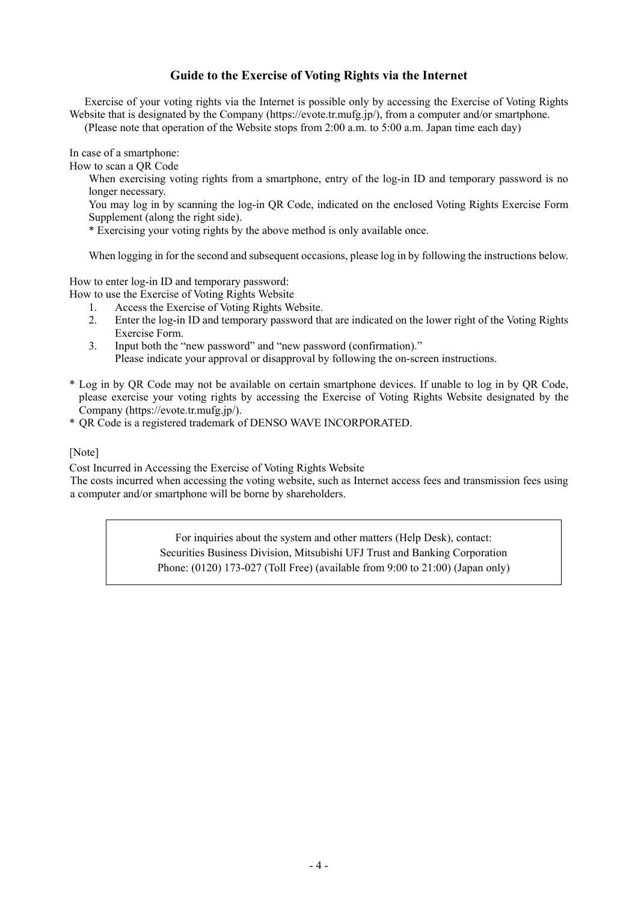## Guide to the Exercise of Voting Rights via the Internet

Exercise of your voting rights via the Internet is possible only by accessing the Exercise of Voting Rights Website that is designated by the Company (https://evote.tr.mufg.jp/), from a computer and/or smartphone.
(Please note that operation of the Website stops from 2:00 a.m. to 5:00 a.m. Japan time each day)

In case of a smartphone:
How to scan a QR Code

When exercising voting rights from a smartphone, entry of the log-in ID and temporary password is no longer necessary.
You may log in by scanning the log-in QR Code, indicated on the enclosed Voting Rights Exercise Form Supplement (along the right side).
\* Exercising your voting rights by the above method is only available once.

When logging in for the second and subsequent occasions, please log in by following the instructions below.

How to enter log-in ID and temporary password:
How to use the Exercise of Voting Rights Website

1. Access the Exercise of Voting Rights Website.
2. Enter the log-in ID and temporary password that are indicated on the lower right of the Voting Rights Exercise Form.
3. Input both the "new password" and "new password (confirmation)."
   Please indicate your approval or disapproval by following the on-screen instructions.

\* Log in by QR Code may not be available on certain smartphone devices. If unable to log in by QR Code, please exercise your voting rights by accessing the Exercise of Voting Rights Website designated by the Company (https://evote.tr.mufg.jp/).
\* QR Code is a registered trademark of DENSO WAVE INCORPORATED.

[Note]

Cost Incurred in Accessing the Exercise of Voting Rights Website
The costs incurred when accessing the voting website, such as Internet access fees and transmission fees using a computer and/or smartphone will be borne by shareholders.

> For inquiries about the system and other matters (Help Desk), contact:
> Securities Business Division, Mitsubishi UFJ Trust and Banking Corporation
> Phone: (0120) 173-027 (Toll Free) (available from 9:00 to 21:00) (Japan only)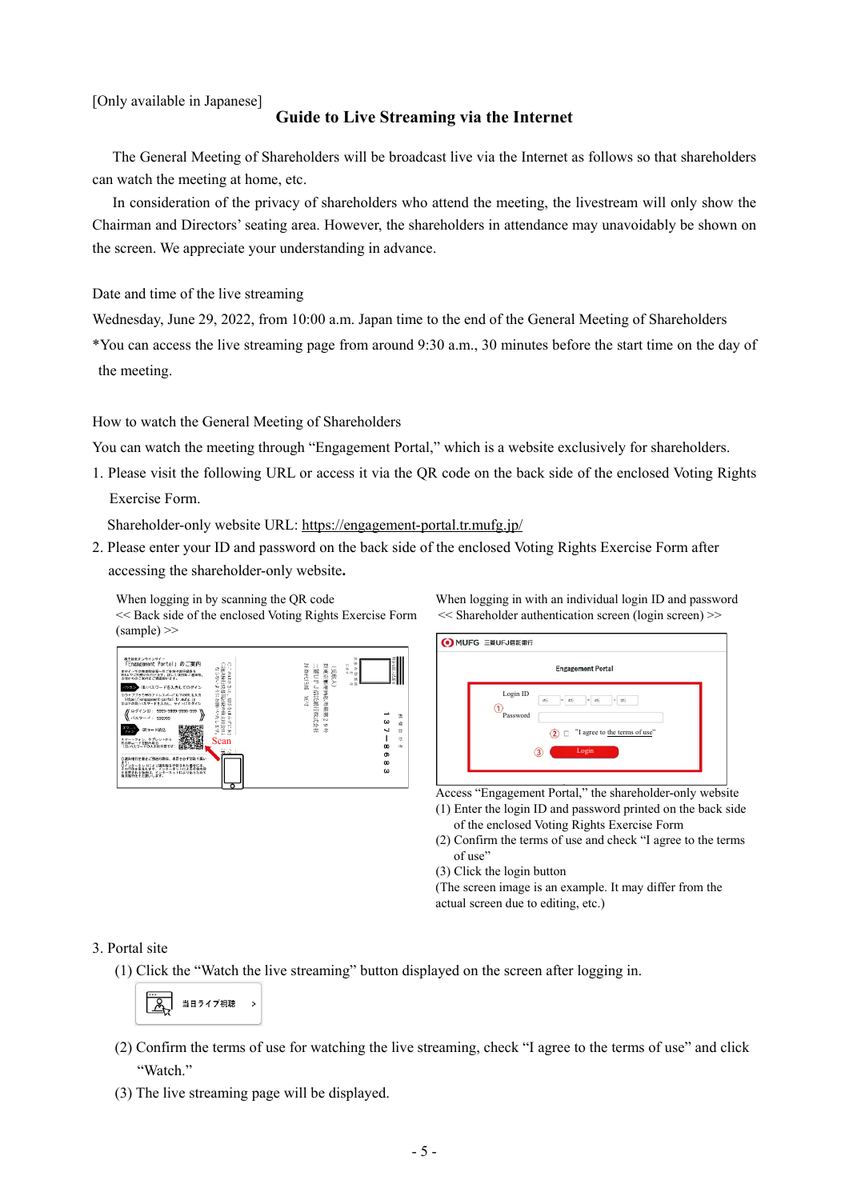[Only available in Japanese]

# Guide to Live Streaming via the Internet

The General Meeting of Shareholders will be broadcast live via the Internet as follows so that shareholders can watch the meeting at home, etc.

In consideration of the privacy of shareholders who attend the meeting, the livestream will only show the Chairman and Directors' seating area. However, the shareholders in attendance may unavoidably be shown on the screen. We appreciate your understanding in advance.

Date and time of the live streaming

Wednesday, June 29, 2022, from 10:00 a.m. Japan time to the end of the General Meeting of Shareholders

*You can access the live streaming page from around 9:30 a.m., 30 minutes before the start time on the day of the meeting.

How to watch the General Meeting of Shareholders

You can watch the meeting through "Engagement Portal," which is a website exclusively for shareholders.

1. Please visit the following URL or access it via the QR code on the back side of the enclosed Voting Rights Exercise Form.

   Shareholder-only website URL: https://engagement-portal.tr.mufg.jp/

2. Please enter your ID and password on the back side of the enclosed Voting Rights Exercise Form after accessing the shareholder-only website.

When logging in by scanning the QR code
<< Back side of the enclosed Voting Rights Exercise Form (sample) >>

When logging in with an individual login ID and password
<< Shareholder authentication screen (login screen) >>

Access "Engagement Portal," the shareholder-only website
(1) Enter the login ID and password printed on the back side of the enclosed Voting Rights Exercise Form
(2) Confirm the terms of use and check "I agree to the terms of use"
(3) Click the login button
(The screen image is an example. It may differ from the actual screen due to editing, etc.)

3. Portal site

   (1) Click the "Watch the live streaming" button displayed on the screen after logging in.

   当日ライブ視聴

   (2) Confirm the terms of use for watching the live streaming, check "I agree to the terms of use" and click "Watch."

   (3) The live streaming page will be displayed.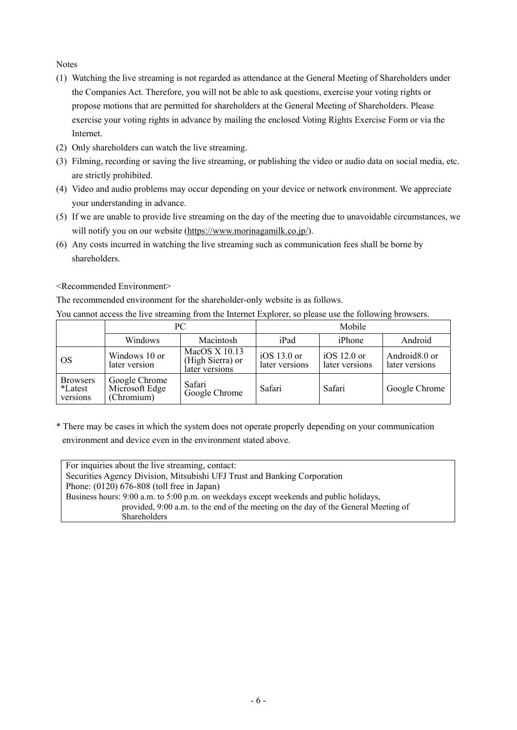Notes

(1) Watching the live streaming is not regarded as attendance at the General Meeting of Shareholders under the Companies Act. Therefore, you will not be able to ask questions, exercise your voting rights or propose motions that are permitted for shareholders at the General Meeting of Shareholders. Please exercise your voting rights in advance by mailing the enclosed Voting Rights Exercise Form or via the Internet.
(2) Only shareholders can watch the live streaming.
(3) Filming, recording or saving the live streaming, or publishing the video or audio data on social media, etc. are strictly prohibited.
(4) Video and audio problems may occur depending on your device or network environment. We appreciate your understanding in advance.
(5) If we are unable to provide live streaming on the day of the meeting due to unavoidable circumstances, we will notify you on our website (https://www.morinagamilk.co.jp/).
(6) Any costs incurred in watching the live streaming such as communication fees shall be borne by shareholders.

<Recommended Environment>

The recommended environment for the shareholder-only website is as follows.

You cannot access the live streaming from the Internet Explorer, so please use the following browsers.

| | PC | | Mobile | | |
|---|---|---|---|---|---|
| | Windows | Macintosh | iPad | iPhone | Android |
| OS | Windows 10 or later version | MacOS X 10.13 (High Sierra) or later versions | iOS 13.0 or later versions | iOS 12.0 or later versions | Android8.0 or later versions |
| Browsers *Latest versions | Google Chrome Microsoft Edge (Chromium) | Safari Google Chrome | Safari | Safari | Google Chrome |

* There may be cases in which the system does not operate properly depending on your communication environment and device even in the environment stated above.

For inquiries about the live streaming, contact:
Securities Agency Division, Mitsubishi UFJ Trust and Banking Corporation
Phone: (0120) 676-808 (toll free in Japan)
Business hours: 9:00 a.m. to 5:00 p.m. on weekdays except weekends and public holidays, provided, 9:00 a.m. to the end of the meeting on the day of the General Meeting of Shareholders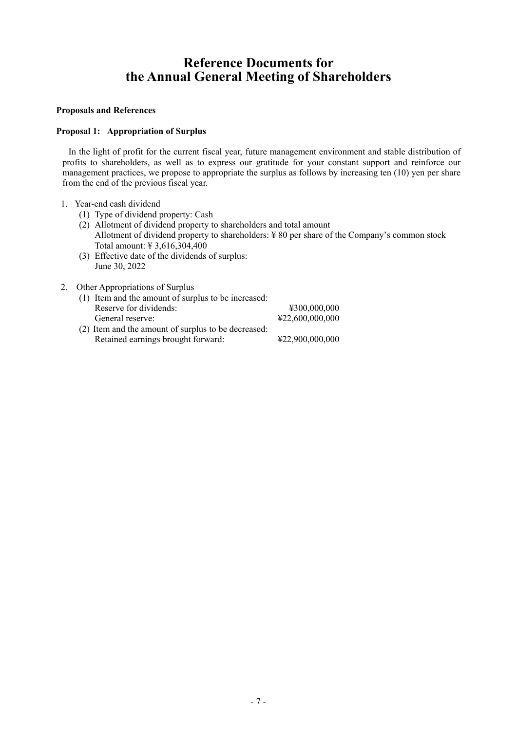# Reference Documents for the Annual General Meeting of Shareholders

**Proposals and References**

**Proposal 1: Appropriation of Surplus**

In the light of profit for the current fiscal year, future management environment and stable distribution of profits to shareholders, as well as to express our gratitude for your constant support and reinforce our management practices, we propose to appropriate the surplus as follows by increasing ten (10) yen per share from the end of the previous fiscal year.

1. Year-end cash dividend
   - (1) Type of dividend property: Cash
   - (2) Allotment of dividend property to shareholders and total amount
     Allotment of dividend property to shareholders: ¥ 80 per share of the Company's common stock
     Total amount: ¥ 3,616,304,400
   - (3) Effective date of the dividends of surplus:
     June 30, 2022

2. Other Appropriations of Surplus
   - (1) Item and the amount of surplus to be increased:
     Reserve for dividends: ¥300,000,000
     General reserve: ¥22,600,000,000
   - (2) Item and the amount of surplus to be decreased:
     Retained earnings brought forward: ¥22,900,000,000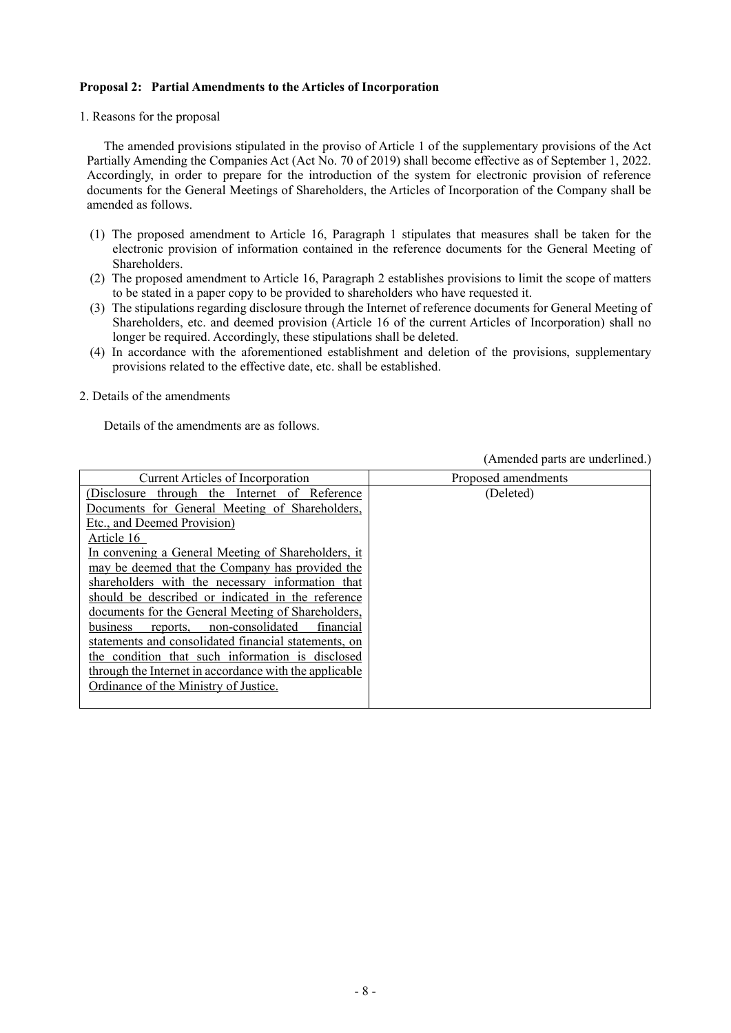**Proposal 2: Partial Amendments to the Articles of Incorporation**

1. Reasons for the proposal

The amended provisions stipulated in the proviso of Article 1 of the supplementary provisions of the Act Partially Amending the Companies Act (Act No. 70 of 2019) shall become effective as of September 1, 2022. Accordingly, in order to prepare for the introduction of the system for electronic provision of reference documents for the General Meetings of Shareholders, the Articles of Incorporation of the Company shall be amended as follows.

(1) The proposed amendment to Article 16, Paragraph 1 stipulates that measures shall be taken for the electronic provision of information contained in the reference documents for the General Meeting of Shareholders.
(2) The proposed amendment to Article 16, Paragraph 2 establishes provisions to limit the scope of matters to be stated in a paper copy to be provided to shareholders who have requested it.
(3) The stipulations regarding disclosure through the Internet of reference documents for General Meeting of Shareholders, etc. and deemed provision (Article 16 of the current Articles of Incorporation) shall no longer be required. Accordingly, these stipulations shall be deleted.
(4) In accordance with the aforementioned establishment and deletion of the provisions, supplementary provisions related to the effective date, etc. shall be established.

2. Details of the amendments

Details of the amendments are as follows.

(Amended parts are underlined.)

| Current Articles of Incorporation | Proposed amendments |
|---|---|
| <u>(Disclosure through the Internet of Reference Documents for General Meeting of Shareholders, Etc., and Deemed Provision)</u><br><u>Article 16</u><br><u>In convening a General Meeting of Shareholders, it may be deemed that the Company has provided the shareholders with the necessary information that should be described or indicated in the reference documents for the General Meeting of Shareholders, business reports, non-consolidated financial statements and consolidated financial statements, on the condition that such information is disclosed through the Internet in accordance with the applicable Ordinance of the Ministry of Justice.</u> | (Deleted) |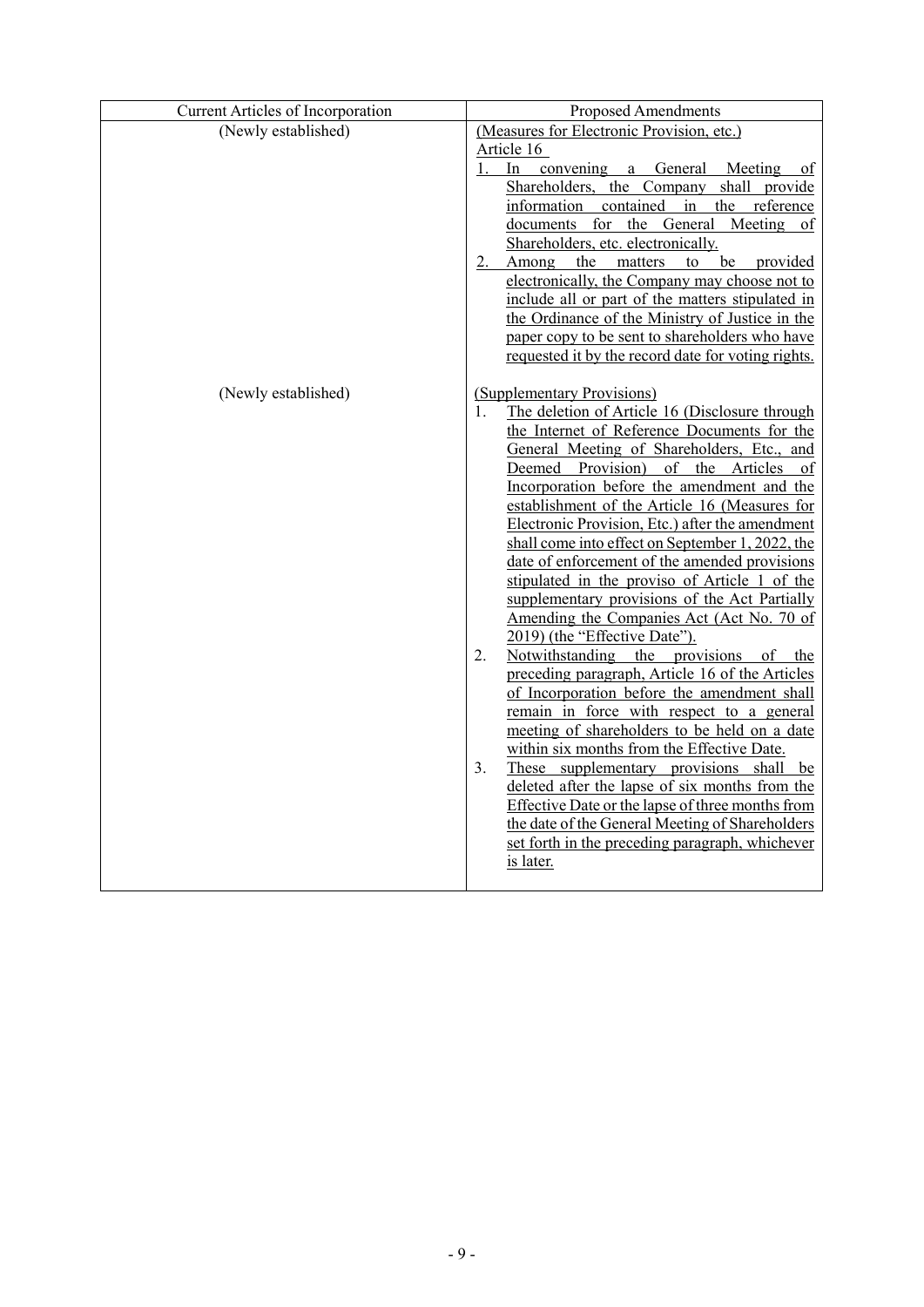| Current Articles of Incorporation | Proposed Amendments |
|---|---|
| (Newly established) | (Measures for Electronic Provision, etc.)<br>Article 16<br>1. In convening a General Meeting of Shareholders, the Company shall provide information contained in the reference documents for the General Meeting of Shareholders, etc. electronically.<br>2. Among the matters to be provided electronically, the Company may choose not to include all or part of the matters stipulated in the Ordinance of the Ministry of Justice in the paper copy to be sent to shareholders who have requested it by the record date for voting rights. |
| (Newly established) | (Supplementary Provisions)<br>1. The deletion of Article 16 (Disclosure through the Internet of Reference Documents for the General Meeting of Shareholders, Etc., and Deemed Provision) of the Articles of Incorporation before the amendment and the establishment of the Article 16 (Measures for Electronic Provision, Etc.) after the amendment shall come into effect on September 1, 2022, the date of enforcement of the amended provisions stipulated in the proviso of Article 1 of the supplementary provisions of the Act Partially Amending the Companies Act (Act No. 70 of 2019) (the "Effective Date").<br>2. Notwithstanding the provisions of the preceding paragraph, Article 16 of the Articles of Incorporation before the amendment shall remain in force with respect to a general meeting of shareholders to be held on a date within six months from the Effective Date.<br>3. These supplementary provisions shall be deleted after the lapse of six months from the Effective Date or the lapse of three months from the date of the General Meeting of Shareholders set forth in the preceding paragraph, whichever is later. |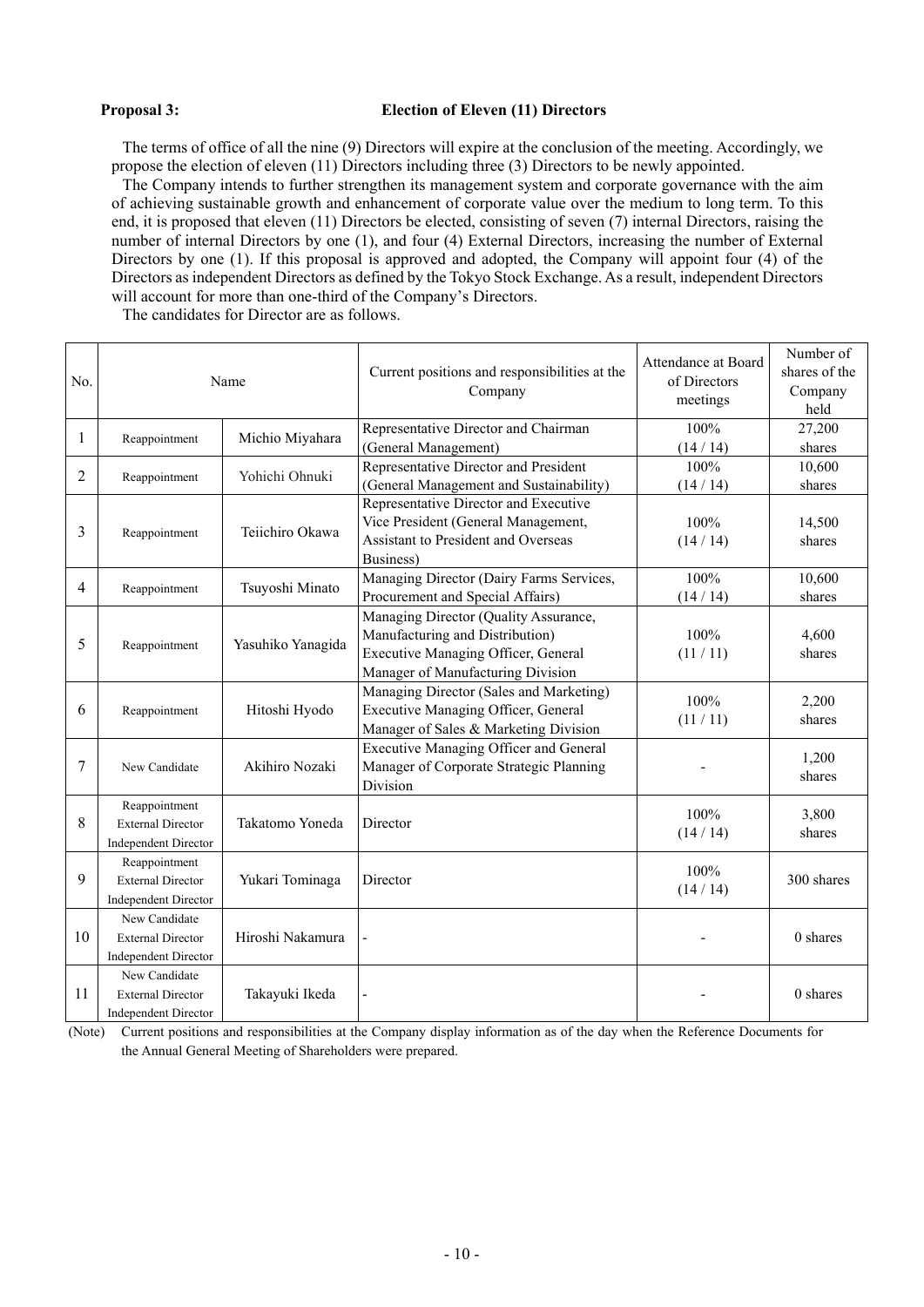**Proposal 3: Election of Eleven (11) Directors**

The terms of office of all the nine (9) Directors will expire at the conclusion of the meeting. Accordingly, we propose the election of eleven (11) Directors including three (3) Directors to be newly appointed.

The Company intends to further strengthen its management system and corporate governance with the aim of achieving sustainable growth and enhancement of corporate value over the medium to long term. To this end, it is proposed that eleven (11) Directors be elected, consisting of seven (7) internal Directors, raising the number of internal Directors by one (1), and four (4) External Directors, increasing the number of External Directors by one (1). If this proposal is approved and adopted, the Company will appoint four (4) of the Directors as independent Directors as defined by the Tokyo Stock Exchange. As a result, independent Directors will account for more than one-third of the Company's Directors.

The candidates for Director are as follows.

| No. | Name | | Current positions and responsibilities at the Company | Attendance at Board of Directors meetings | Number of shares of the Company held |
|---|---|---|---|---|---|
| 1 | Reappointment | Michio Miyahara | Representative Director and Chairman (General Management) | 100% (14 / 14) | 27,200 shares |
| 2 | Reappointment | Yohichi Ohnuki | Representative Director and President (General Management and Sustainability) | 100% (14 / 14) | 10,600 shares |
| 3 | Reappointment | Teiichiro Okawa | Representative Director and Executive Vice President (General Management, Assistant to President and Overseas Business) | 100% (14 / 14) | 14,500 shares |
| 4 | Reappointment | Tsuyoshi Minato | Managing Director (Dairy Farms Services, Procurement and Special Affairs) | 100% (14 / 14) | 10,600 shares |
| 5 | Reappointment | Yasuhiko Yanagida | Managing Director (Quality Assurance, Manufacturing and Distribution) Executive Managing Officer, General Manager of Manufacturing Division | 100% (11 / 11) | 4,600 shares |
| 6 | Reappointment | Hitoshi Hyodo | Managing Director (Sales and Marketing) Executive Managing Officer, General Manager of Sales & Marketing Division | 100% (11 / 11) | 2,200 shares |
| 7 | New Candidate | Akihiro Nozaki | Executive Managing Officer and General Manager of Corporate Strategic Planning Division | - | 1,200 shares |
| 8 | Reappointment External Director Independent Director | Takatomo Yoneda | Director | 100% (14 / 14) | 3,800 shares |
| 9 | Reappointment External Director Independent Director | Yukari Tominaga | Director | 100% (14 / 14) | 300 shares |
| 10 | New Candidate External Director Independent Director | Hiroshi Nakamura | - | - | 0 shares |
| 11 | New Candidate External Director Independent Director | Takayuki Ikeda | - | - | 0 shares |

(Note) Current positions and responsibilities at the Company display information as of the day when the Reference Documents for the Annual General Meeting of Shareholders were prepared.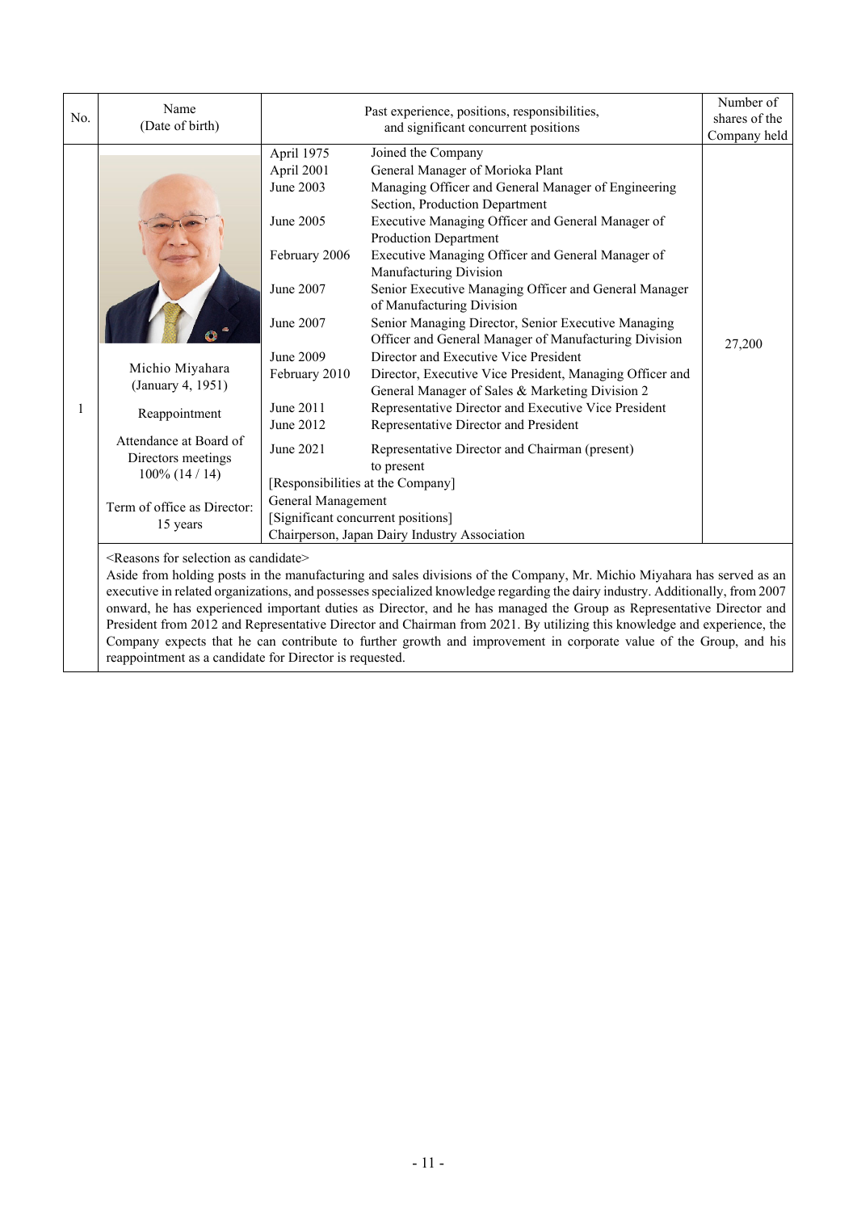| No. | Name (Date of birth) | Past experience, positions, responsibilities, and significant concurrent positions | | Number of shares of the Company held |
|---|---|---|---|---|
| 1 | Michio Miyahara (January 4, 1951)<br><br>Reappointment<br><br>Attendance at Board of Directors meetings 100% (14 / 14)<br><br>Term of office as Director: 15 years | April 1975 | Joined the Company | 27,200 |
| | | April 2001 | General Manager of Morioka Plant | |
| | | June 2003 | Managing Officer and General Manager of Engineering Section, Production Department | |
| | | June 2005 | Executive Managing Officer and General Manager of Production Department | |
| | | February 2006 | Executive Managing Officer and General Manager of Manufacturing Division | |
| | | June 2007 | Senior Executive Managing Officer and General Manager of Manufacturing Division | |
| | | June 2007 | Senior Managing Director, Senior Executive Managing Officer and General Manager of Manufacturing Division | |
| | | June 2009 | Director and Executive Vice President | |
| | | February 2010 | Director, Executive Vice President, Managing Officer and General Manager of Sales & Marketing Division 2 | |
| | | June 2011 | Representative Director and Executive Vice President | |
| | | June 2012 | Representative Director and President | |
| | | June 2021 | Representative Director and Chairman (present) to present | |
| | | [Responsibilities at the Company]<br>General Management<br>[Significant concurrent positions]<br>Chairperson, Japan Dairy Industry Association | | |

<Reasons for selection as candidate>

Aside from holding posts in the manufacturing and sales divisions of the Company, Mr. Michio Miyahara has served as an executive in related organizations, and possesses specialized knowledge regarding the dairy industry. Additionally, from 2007 onward, he has experienced important duties as Director, and he has managed the Group as Representative Director and President from 2012 and Representative Director and Chairman from 2021. By utilizing this knowledge and experience, the Company expects that he can contribute to further growth and improvement in corporate value of the Group, and his reappointment as a candidate for Director is requested.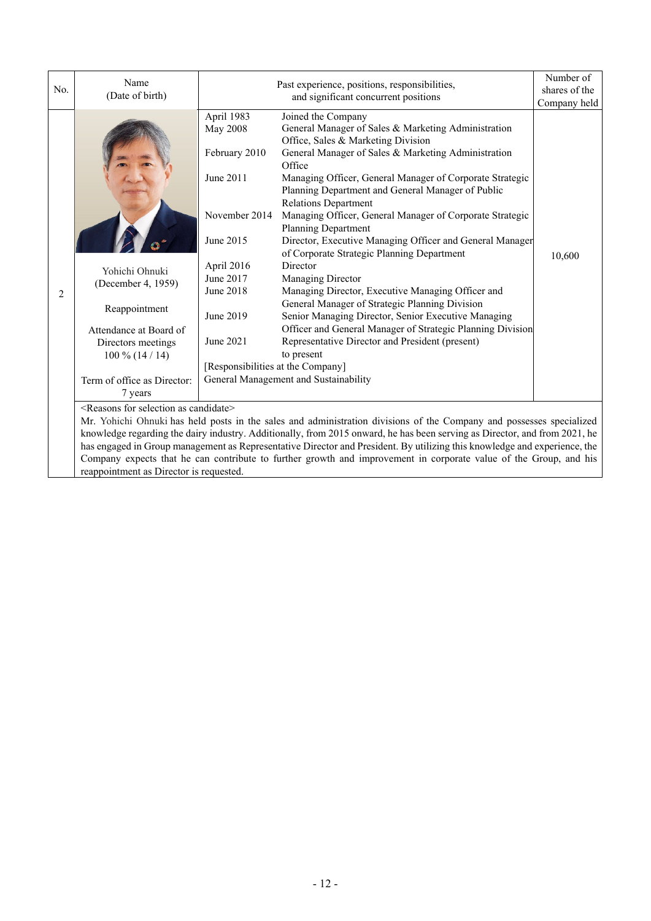| No. | Name (Date of birth) | Past experience, positions, responsibilities, and significant concurrent positions | | Number of shares of the Company held |
|---|---|---|---|---|
| 2 | Yohichi Ohnuki (December 4, 1959)<br><br>Reappointment<br><br>Attendance at Board of Directors meetings 100 % (14 / 14)<br><br>Term of office as Director: 7 years | April 1983 | Joined the Company | 10,600 |
| | | May 2008 | General Manager of Sales & Marketing Administration Office, Sales & Marketing Division | |
| | | February 2010 | General Manager of Sales & Marketing Administration Office | |
| | | June 2011 | Managing Officer, General Manager of Corporate Strategic Planning Department and General Manager of Public Relations Department | |
| | | November 2014 | Managing Officer, General Manager of Corporate Strategic Planning Department | |
| | | June 2015 | Director, Executive Managing Officer and General Manager of Corporate Strategic Planning Department | |
| | | April 2016 | Director | |
| | | June 2017 | Managing Director | |
| | | June 2018 | Managing Director, Executive Managing Officer and General Manager of Strategic Planning Division | |
| | | June 2019 | Senior Managing Director, Senior Executive Managing Officer and General Manager of Strategic Planning Division | |
| | | June 2021 | Representative Director and President (present) to present | |
| | | [Responsibilities at the Company]<br>General Management and Sustainability | | |

<Reasons for selection as candidate>

Mr. Yohichi Ohnuki has held posts in the sales and administration divisions of the Company and possesses specialized knowledge regarding the dairy industry. Additionally, from 2015 onward, he has been serving as Director, and from 2021, he has engaged in Group management as Representative Director and President. By utilizing this knowledge and experience, the Company expects that he can contribute to further growth and improvement in corporate value of the Group, and his reappointment as Director is requested.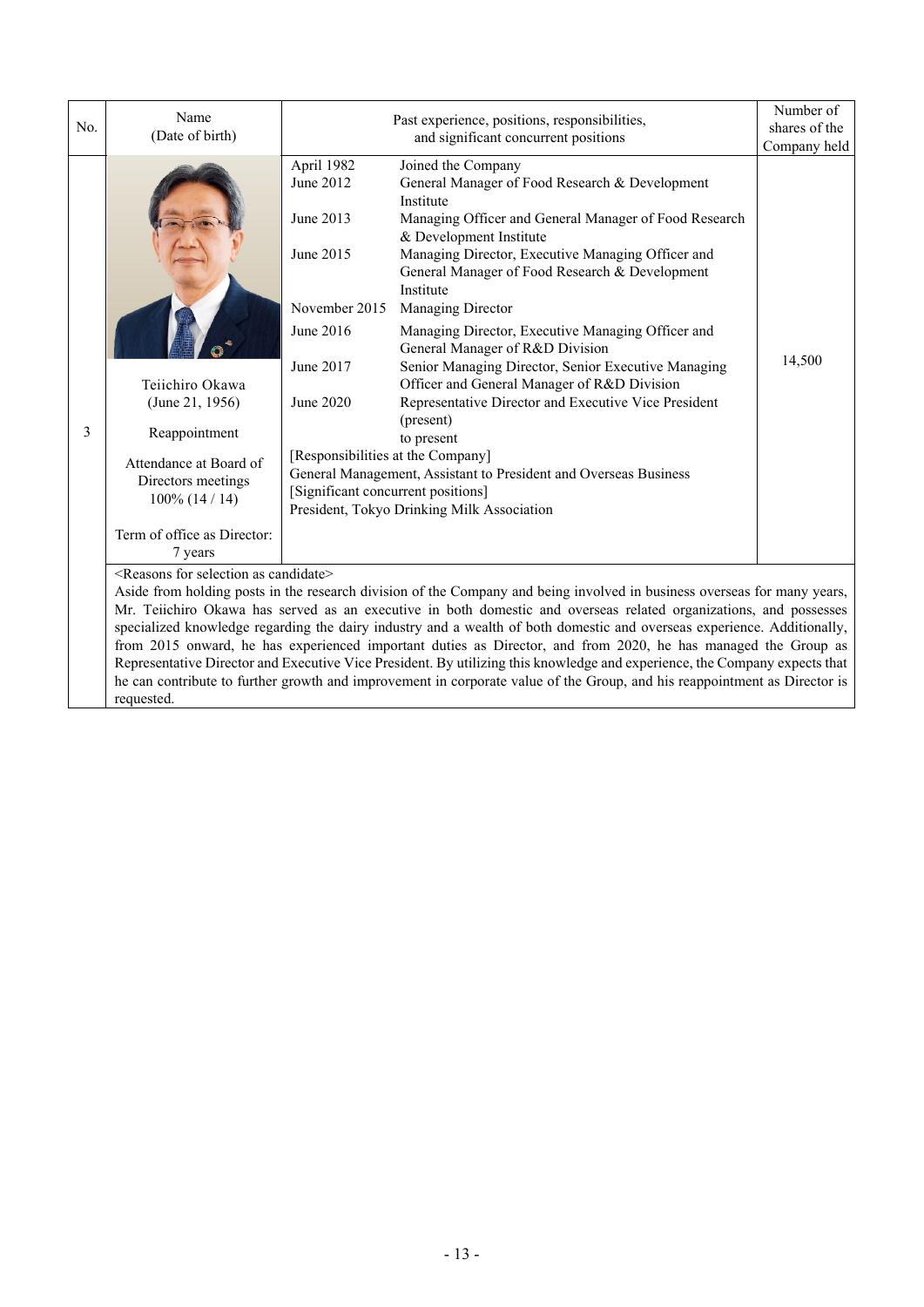| No. | Name (Date of birth) | Past experience, positions, responsibilities, and significant concurrent positions | Number of shares of the Company held |
|---|---|---|---|
| 3 | Teiichiro Okawa (June 21, 1956)<br><br>Reappointment<br><br>Attendance at Board of Directors meetings 100% (14 / 14)<br><br>Term of office as Director: 7 years | April 1982 Joined the Company<br>June 2012 General Manager of Food Research & Development Institute<br>June 2013 Managing Officer and General Manager of Food Research & Development Institute<br>June 2015 Managing Director, Executive Managing Officer and General Manager of Food Research & Development Institute<br>November 2015 Managing Director<br>June 2016 Managing Director, Executive Managing Officer and General Manager of R&D Division<br>June 2017 Senior Managing Director, Senior Executive Managing Officer and General Manager of R&D Division<br>June 2020 Representative Director and Executive Vice President (present) to present<br>[Responsibilities at the Company]<br>General Management, Assistant to President and Overseas Business<br>[Significant concurrent positions]<br>President, Tokyo Drinking Milk Association | 14,500 |
| | <Reasons for selection as candidate><br>Aside from holding posts in the research division of the Company and being involved in business overseas for many years, Mr. Teiichiro Okawa has served as an executive in both domestic and overseas related organizations, and possesses specialized knowledge regarding the dairy industry and a wealth of both domestic and overseas experience. Additionally, from 2015 onward, he has experienced important duties as Director, and from 2020, he has managed the Group as Representative Director and Executive Vice President. By utilizing this knowledge and experience, the Company expects that he can contribute to further growth and improvement in corporate value of the Group, and his reappointment as Director is requested. | | |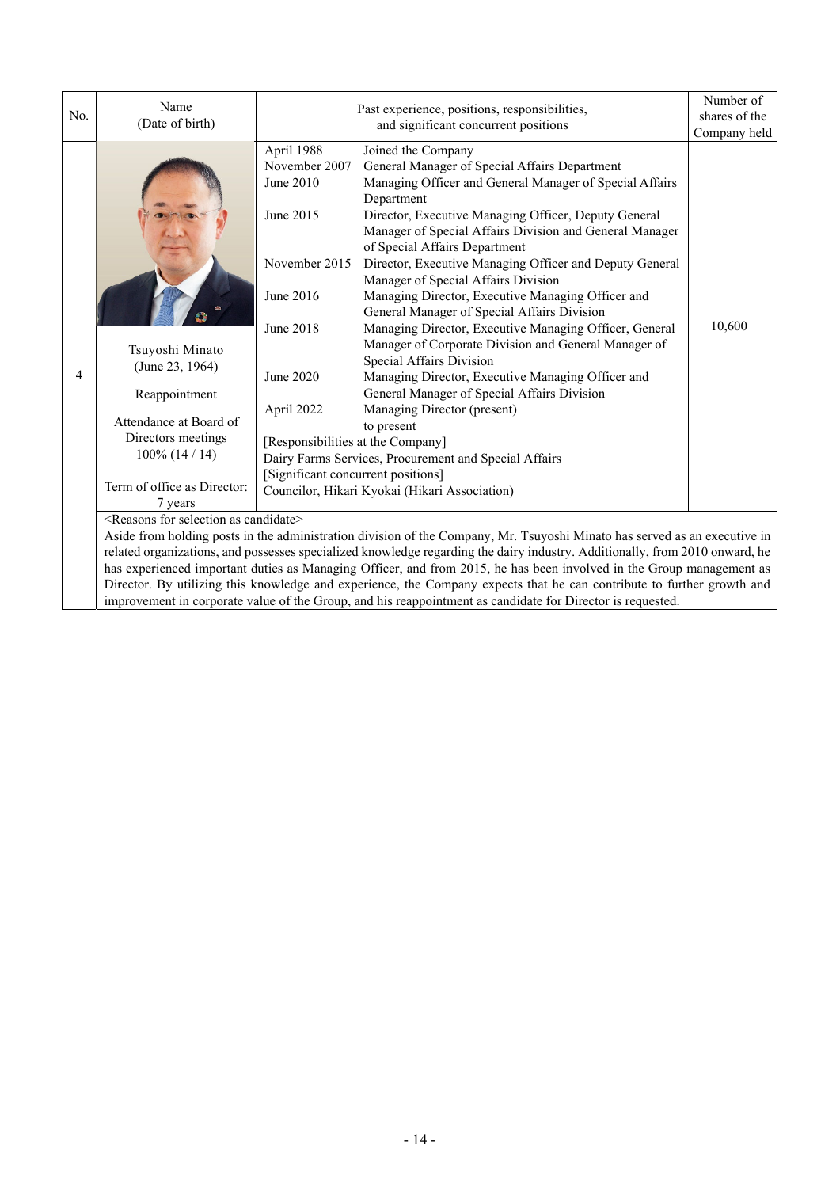| No. | Name (Date of birth) | Past experience, positions, responsibilities, and significant concurrent positions | Number of shares of the Company held |
|---|---|---|---|
| 4 | Tsuyoshi Minato (June 23, 1964)<br><br>Reappointment<br><br>Attendance at Board of Directors meetings 100% (14 / 14)<br><br>Term of office as Director: 7 years | April 1988 Joined the Company<br>November 2007 General Manager of Special Affairs Department<br>June 2010 Managing Officer and General Manager of Special Affairs Department<br>June 2015 Director, Executive Managing Officer, Deputy General Manager of Special Affairs Division and General Manager of Special Affairs Department<br>November 2015 Director, Executive Managing Officer and Deputy General Manager of Special Affairs Division<br>June 2016 Managing Director, Executive Managing Officer and General Manager of Special Affairs Division<br>June 2018 Managing Director, Executive Managing Officer, General Manager of Corporate Division and General Manager of Special Affairs Division<br>June 2020 Managing Director, Executive Managing Officer and General Manager of Special Affairs Division<br>April 2022 Managing Director (present) to present<br>[Responsibilities at the Company]<br>Dairy Farms Services, Procurement and Special Affairs<br>[Significant concurrent positions]<br>Councilor, Hikari Kyokai (Hikari Association) | 10,600 |
| | <Reasons for selection as candidate><br>Aside from holding posts in the administration division of the Company, Mr. Tsuyoshi Minato has served as an executive in related organizations, and possesses specialized knowledge regarding the dairy industry. Additionally, from 2010 onward, he has experienced important duties as Managing Officer, and from 2015, he has been involved in the Group management as Director. By utilizing this knowledge and experience, the Company expects that he can contribute to further growth and improvement in corporate value of the Group, and his reappointment as candidate for Director is requested. | | |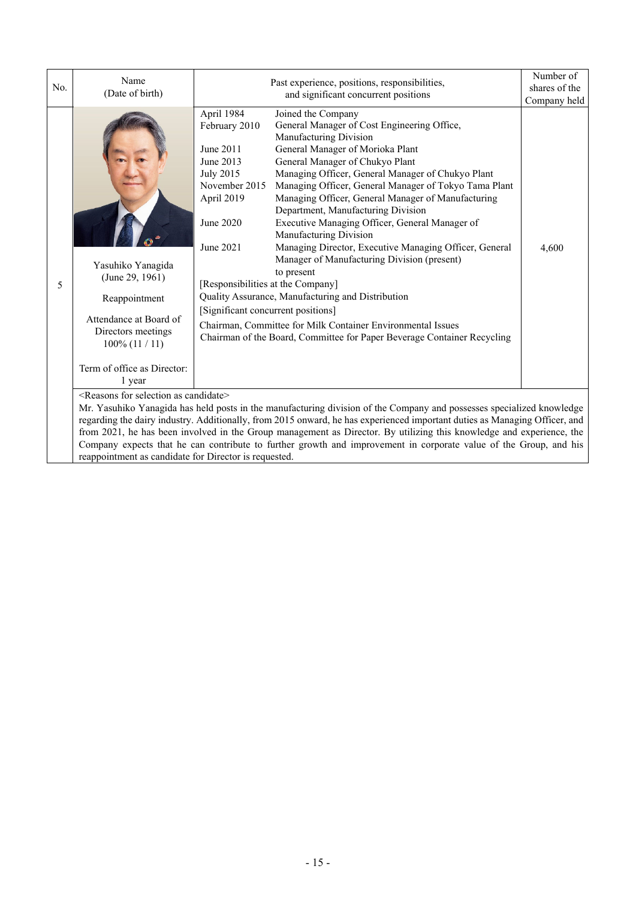| No. | Name (Date of birth) | Past experience, positions, responsibilities, and significant concurrent positions | Number of shares of the Company held |
|---|---|---|---|
| 5 | Yasuhiko Yanagida (June 29, 1961)<br><br>Reappointment<br><br>Attendance at Board of Directors meetings 100% (11 / 11)<br><br>Term of office as Director: 1 year | April 1984 Joined the Company<br>February 2010 General Manager of Cost Engineering Office, Manufacturing Division<br>June 2011 General Manager of Morioka Plant<br>June 2013 General Manager of Chukyo Plant<br>July 2015 Managing Officer, General Manager of Chukyo Plant<br>November 2015 Managing Officer, General Manager of Tokyo Tama Plant<br>April 2019 Managing Officer, General Manager of Manufacturing Department, Manufacturing Division<br>June 2020 Executive Managing Officer, General Manager of Manufacturing Division<br>June 2021 Managing Director, Executive Managing Officer, General Manager of Manufacturing Division (present) to present<br>[Responsibilities at the Company]<br>Quality Assurance, Manufacturing and Distribution<br>[Significant concurrent positions]<br>Chairman, Committee for Milk Container Environmental Issues<br>Chairman of the Board, Committee for Paper Beverage Container Recycling | 4,600 |
| | <Reasons for selection as candidate><br>Mr. Yasuhiko Yanagida has held posts in the manufacturing division of the Company and possesses specialized knowledge regarding the dairy industry. Additionally, from 2015 onward, he has experienced important duties as Managing Officer, and from 2021, he has been involved in the Group management as Director. By utilizing this knowledge and experience, the Company expects that he can contribute to further growth and improvement in corporate value of the Group, and his reappointment as candidate for Director is requested. | | |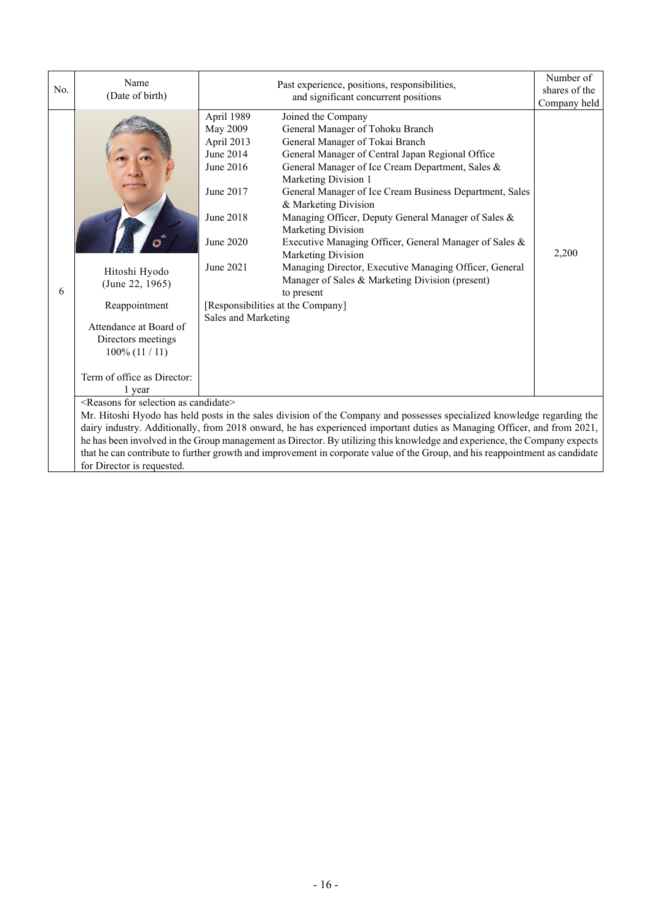| No. | Name (Date of birth) | Past experience, positions, responsibilities, and significant concurrent positions | Number of shares of the Company held |
|---|---|---|---|
| 6 | Hitoshi Hyodo (June 22, 1965)<br><br>Reappointment<br><br>Attendance at Board of Directors meetings 100% (11 / 11)<br><br>Term of office as Director: 1 year | April 1989 Joined the Company<br>May 2009 General Manager of Tohoku Branch<br>April 2013 General Manager of Tokai Branch<br>June 2014 General Manager of Central Japan Regional Office<br>June 2016 General Manager of Ice Cream Department, Sales & Marketing Division 1<br>June 2017 General Manager of Ice Cream Business Department, Sales & Marketing Division<br>June 2018 Managing Officer, Deputy General Manager of Sales & Marketing Division<br>June 2020 Executive Managing Officer, General Manager of Sales & Marketing Division<br>June 2021 Managing Director, Executive Managing Officer, General Manager of Sales & Marketing Division (present) to present<br>[Responsibilities at the Company]<br>Sales and Marketing | 2,200 |
| | <Reasons for selection as candidate><br>Mr. Hitoshi Hyodo has held posts in the sales division of the Company and possesses specialized knowledge regarding the dairy industry. Additionally, from 2018 onward, he has experienced important duties as Managing Officer, and from 2021, he has been involved in the Group management as Director. By utilizing this knowledge and experience, the Company expects that he can contribute to further growth and improvement in corporate value of the Group, and his reappointment as candidate for Director is requested. | | |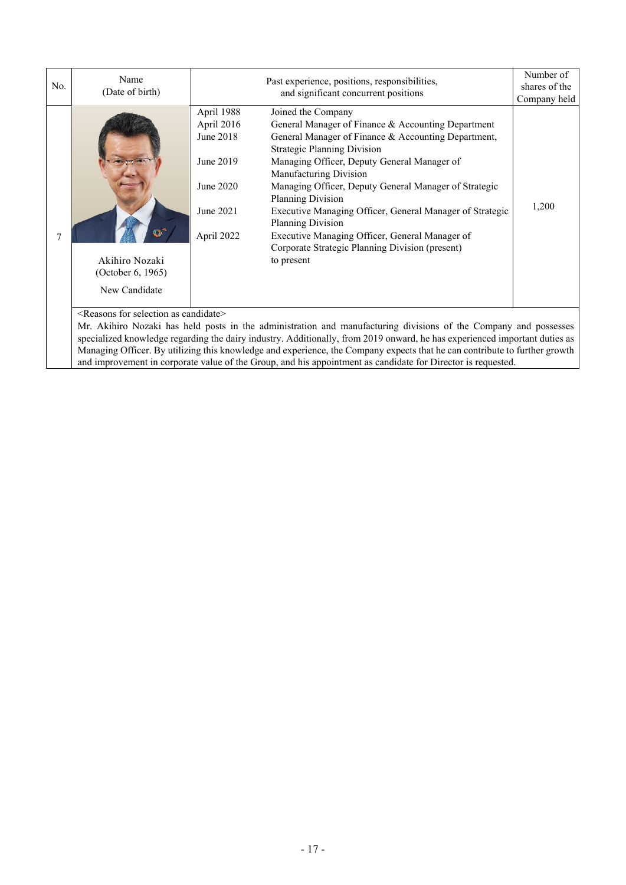| No. | Name (Date of birth) | Past experience, positions, responsibilities, and significant concurrent positions | | Number of shares of the Company held |
|---|---|---|---|---|
| 7 | Akihiro Nozaki (October 6, 1965) New Candidate | April 1988 | Joined the Company | 1,200 |
| | | April 2016 | General Manager of Finance & Accounting Department | |
| | | June 2018 | General Manager of Finance & Accounting Department, Strategic Planning Division | |
| | | June 2019 | Managing Officer, Deputy General Manager of Manufacturing Division | |
| | | June 2020 | Managing Officer, Deputy General Manager of Strategic Planning Division | |
| | | June 2021 | Executive Managing Officer, General Manager of Strategic Planning Division | |
| | | April 2022 | Executive Managing Officer, General Manager of Corporate Strategic Planning Division (present) to present | |

<Reasons for selection as candidate>

Mr. Akihiro Nozaki has held posts in the administration and manufacturing divisions of the Company and possesses specialized knowledge regarding the dairy industry. Additionally, from 2019 onward, he has experienced important duties as Managing Officer. By utilizing this knowledge and experience, the Company expects that he can contribute to further growth and improvement in corporate value of the Group, and his appointment as candidate for Director is requested.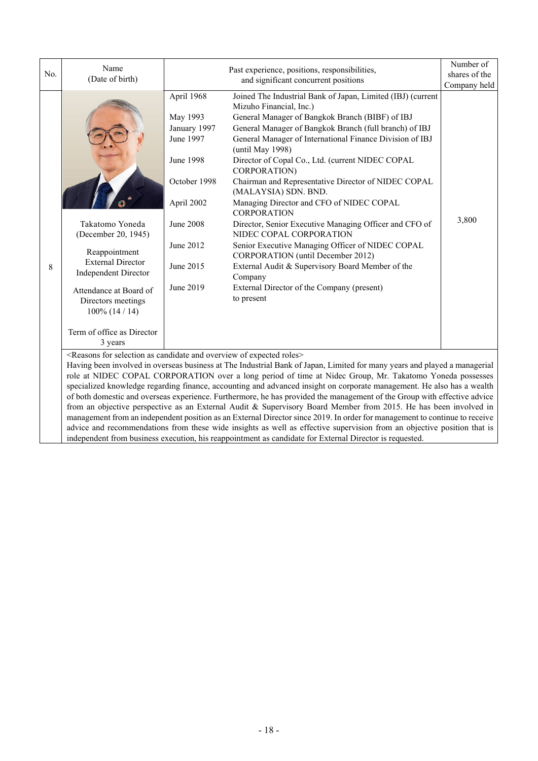| No. | Name (Date of birth) | Past experience, positions, responsibilities, and significant concurrent positions | | Number of shares of the Company held |
|---|---|---|---|---|
| 8 | Takatomo Yoneda (December 20, 1945)<br><br>Reappointment<br>External Director<br>Independent Director<br><br>Attendance at Board of Directors meetings<br>100% (14 / 14)<br><br>Term of office as Director<br>3 years | April 1968 | Joined The Industrial Bank of Japan, Limited (IBJ) (current Mizuho Financial, Inc.) | 3,800 |
| | | May 1993 | General Manager of Bangkok Branch (BIBF) of IBJ | |
| | | January 1997 | General Manager of Bangkok Branch (full branch) of IBJ | |
| | | June 1997 | General Manager of International Finance Division of IBJ (until May 1998) | |
| | | June 1998 | Director of Copal Co., Ltd. (current NIDEC COPAL CORPORATION) | |
| | | October 1998 | Chairman and Representative Director of NIDEC COPAL (MALAYSIA) SDN. BND. | |
| | | April 2002 | Managing Director and CFO of NIDEC COPAL CORPORATION | |
| | | June 2008 | Director, Senior Executive Managing Officer and CFO of NIDEC COPAL CORPORATION | |
| | | June 2012 | Senior Executive Managing Officer of NIDEC COPAL CORPORATION (until December 2012) | |
| | | June 2015 | External Audit & Supervisory Board Member of the Company | |
| | | June 2019 | External Director of the Company (present) to present | |

<Reasons for selection as candidate and overview of expected roles>
Having been involved in overseas business at The Industrial Bank of Japan, Limited for many years and played a managerial role at NIDEC COPAL CORPORATION over a long period of time at Nidec Group, Mr. Takatomo Yoneda possesses specialized knowledge regarding finance, accounting and advanced insight on corporate management. He also has a wealth of both domestic and overseas experience. Furthermore, he has provided the management of the Group with effective advice from an objective perspective as an External Audit & Supervisory Board Member from 2015. He has been involved in management from an independent position as an External Director since 2019. In order for management to continue to receive advice and recommendations from these wide insights as well as effective supervision from an objective position that is independent from business execution, his reappointment as candidate for External Director is requested.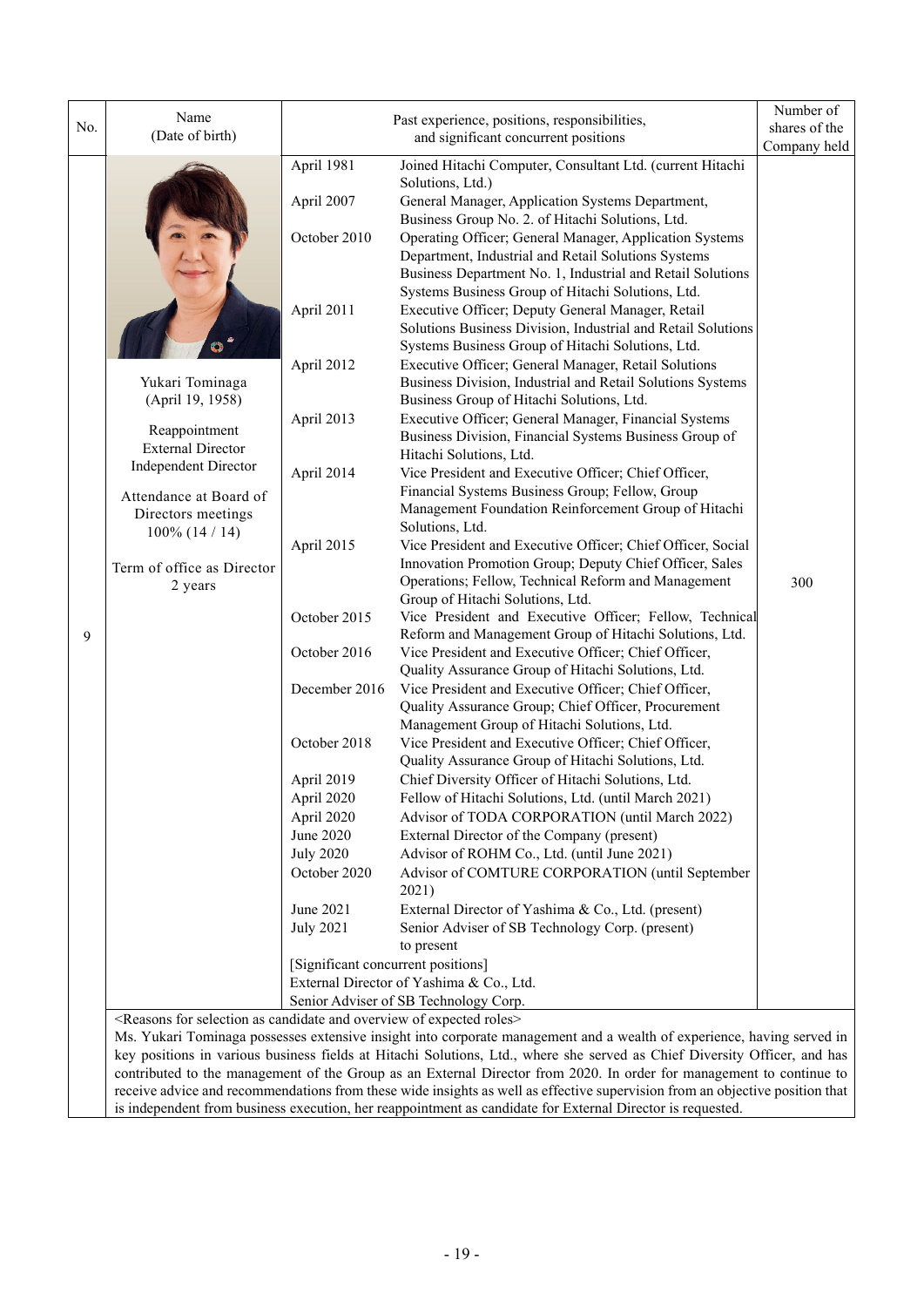| No. | Name (Date of birth) | Past experience, positions, responsibilities, and significant concurrent positions | | Number of shares of the Company held |
|---|---|---|---|---|
| 9 | Yukari Tominaga (April 19, 1958)<br><br>Reappointment<br>External Director<br>Independent Director<br><br>Attendance at Board of Directors meetings<br>100% (14 / 14)<br><br>Term of office as Director<br>2 years | April 1981 | Joined Hitachi Computer, Consultant Ltd. (current Hitachi Solutions, Ltd.) | 300 |
| | | April 2007 | General Manager, Application Systems Department, Business Group No. 2. of Hitachi Solutions, Ltd. | |
| | | October 2010 | Operating Officer; General Manager, Application Systems Department, Industrial and Retail Solutions Systems Business Department No. 1, Industrial and Retail Solutions Systems Business Group of Hitachi Solutions, Ltd. | |
| | | April 2011 | Executive Officer; Deputy General Manager, Retail Solutions Business Division, Industrial and Retail Solutions Systems Business Group of Hitachi Solutions, Ltd. | |
| | | April 2012 | Executive Officer; General Manager, Retail Solutions Business Division, Industrial and Retail Solutions Systems Business Group of Hitachi Solutions, Ltd. | |
| | | April 2013 | Executive Officer; General Manager, Financial Systems Business Division, Financial Systems Business Group of Hitachi Solutions, Ltd. | |
| | | April 2014 | Vice President and Executive Officer; Chief Officer, Financial Systems Business Group; Fellow, Group Management Foundation Reinforcement Group of Hitachi Solutions, Ltd. | |
| | | April 2015 | Vice President and Executive Officer; Chief Officer, Social Innovation Promotion Group; Deputy Chief Officer, Sales Operations; Fellow, Technical Reform and Management Group of Hitachi Solutions, Ltd. | |
| | | October 2015 | Vice President and Executive Officer; Fellow, Technical Reform and Management Group of Hitachi Solutions, Ltd. | |
| | | October 2016 | Vice President and Executive Officer; Chief Officer, Quality Assurance Group of Hitachi Solutions, Ltd. | |
| | | December 2016 | Vice President and Executive Officer; Chief Officer, Quality Assurance Group; Chief Officer, Procurement Management Group of Hitachi Solutions, Ltd. | |
| | | October 2018 | Vice President and Executive Officer; Chief Officer, Quality Assurance Group of Hitachi Solutions, Ltd. | |
| | | April 2019 | Chief Diversity Officer of Hitachi Solutions, Ltd. | |
| | | April 2020 | Fellow of Hitachi Solutions, Ltd. (until March 2021) | |
| | | April 2020 | Advisor of TODA CORPORATION (until March 2022) | |
| | | June 2020 | External Director of the Company (present) | |
| | | July 2020 | Advisor of ROHM Co., Ltd. (until June 2021) | |
| | | October 2020 | Advisor of COMTURE CORPORATION (until September 2021) | |
| | | June 2021 | External Director of Yashima & Co., Ltd. (present) | |
| | | July 2021 | Senior Adviser of SB Technology Corp. (present)<br>to present | |
| | | [Significant concurrent positions]<br>External Director of Yashima & Co., Ltd.<br>Senior Adviser of SB Technology Corp. | | |

<Reasons for selection as candidate and overview of expected roles>

Ms. Yukari Tominaga possesses extensive insight into corporate management and a wealth of experience, having served in key positions in various business fields at Hitachi Solutions, Ltd., where she served as Chief Diversity Officer, and has contributed to the management of the Group as an External Director from 2020. In order for management to continue to receive advice and recommendations from these wide insights as well as effective supervision from an objective position that is independent from business execution, her reappointment as candidate for External Director is requested.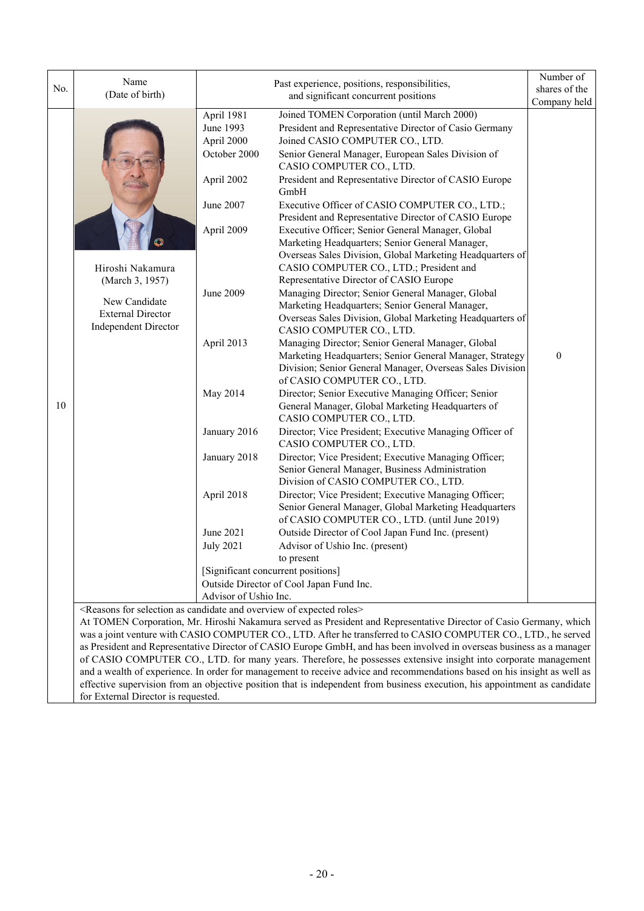| No. | Name (Date of birth) | Past experience, positions, responsibilities, and significant concurrent positions | | Number of shares of the Company held |
|---|---|---|---|---|
| 10 | Hiroshi Nakamura (March 3, 1957) New Candidate External Director Independent Director | April 1981 | Joined TOMEN Corporation (until March 2000) | 0 |
| | | June 1993 | President and Representative Director of Casio Germany | |
| | | April 2000 | Joined CASIO COMPUTER CO., LTD. | |
| | | October 2000 | Senior General Manager, European Sales Division of CASIO COMPUTER CO., LTD. | |
| | | April 2002 | President and Representative Director of CASIO Europe GmbH | |
| | | June 2007 | Executive Officer of CASIO COMPUTER CO., LTD.; President and Representative Director of CASIO Europe | |
| | | April 2009 | Executive Officer; Senior General Manager, Global Marketing Headquarters; Senior General Manager, Overseas Sales Division, Global Marketing Headquarters of CASIO COMPUTER CO., LTD.; President and Representative Director of CASIO Europe | |
| | | June 2009 | Managing Director; Senior General Manager, Global Marketing Headquarters; Senior General Manager, Overseas Sales Division, Global Marketing Headquarters of CASIO COMPUTER CO., LTD. | |
| | | April 2013 | Managing Director; Senior General Manager, Global Marketing Headquarters; Senior General Manager, Strategy Division; Senior General Manager, Overseas Sales Division of CASIO COMPUTER CO., LTD. | |
| | | May 2014 | Director; Senior Executive Managing Officer; Senior General Manager, Global Marketing Headquarters of CASIO COMPUTER CO., LTD. | |
| | | January 2016 | Director; Vice President; Executive Managing Officer of CASIO COMPUTER CO., LTD. | |
| | | January 2018 | Director; Vice President; Executive Managing Officer; Senior General Manager, Business Administration Division of CASIO COMPUTER CO., LTD. | |
| | | April 2018 | Director; Vice President; Executive Managing Officer; Senior General Manager, Global Marketing Headquarters of CASIO COMPUTER CO., LTD. (until June 2019) | |
| | | June 2021 | Outside Director of Cool Japan Fund Inc. (present) | |
| | | July 2021 | Advisor of Ushio Inc. (present) to present | |
| | | [Significant concurrent positions] Outside Director of Cool Japan Fund Inc. Advisor of Ushio Inc. | | |

<Reasons for selection as candidate and overview of expected roles>

At TOMEN Corporation, Mr. Hiroshi Nakamura served as President and Representative Director of Casio Germany, which was a joint venture with CASIO COMPUTER CO., LTD. After he transferred to CASIO COMPUTER CO., LTD., he served as President and Representative Director of CASIO Europe GmbH, and has been involved in overseas business as a manager of CASIO COMPUTER CO., LTD. for many years. Therefore, he possesses extensive insight into corporate management and a wealth of experience. In order for management to receive advice and recommendations based on his insight as well as effective supervision from an objective position that is independent from business execution, his appointment as candidate for External Director is requested.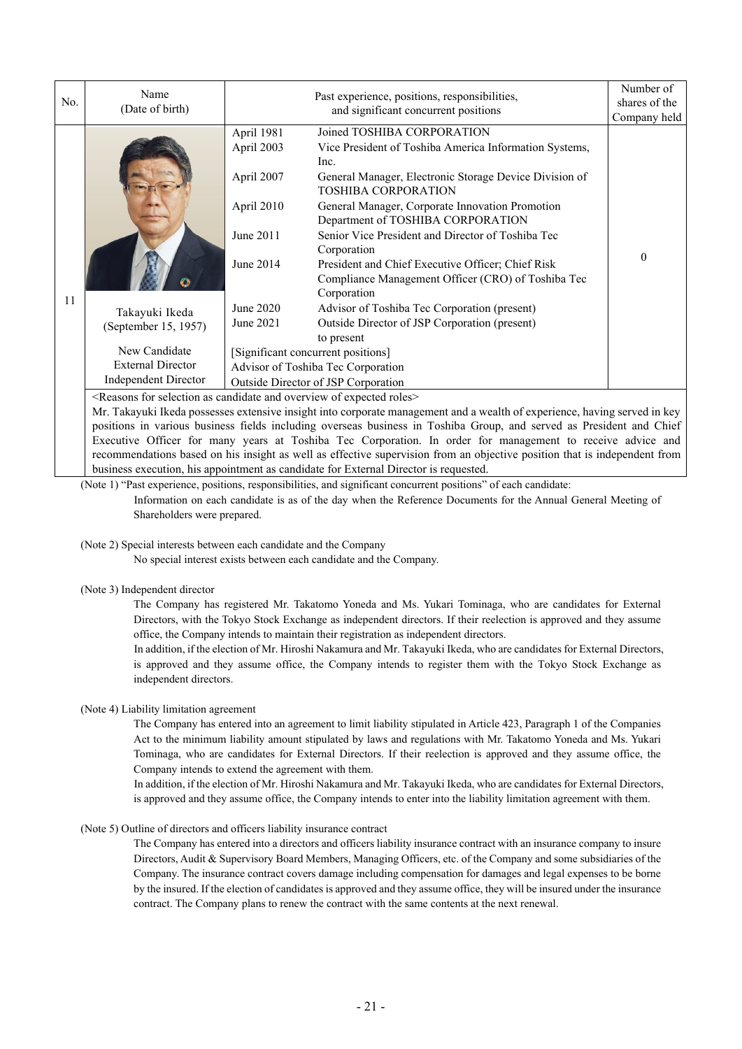| No. | Name (Date of birth) | Past experience, positions, responsibilities, and significant concurrent positions | | Number of shares of the Company held |
|---|---|---|---|---|
| 11 | Takayuki Ikeda (September 15, 1957) New Candidate External Director Independent Director | April 1981 | Joined TOSHIBA CORPORATION | 0 |
| | | April 2003 | Vice President of Toshiba America Information Systems, Inc. | |
| | | April 2007 | General Manager, Electronic Storage Device Division of TOSHIBA CORPORATION | |
| | | April 2010 | General Manager, Corporate Innovation Promotion Department of TOSHIBA CORPORATION | |
| | | June 2011 | Senior Vice President and Director of Toshiba Tec Corporation | |
| | | June 2014 | President and Chief Executive Officer; Chief Risk Compliance Management Officer (CRO) of Toshiba Tec Corporation | |
| | | June 2020 | Advisor of Toshiba Tec Corporation (present) | |
| | | June 2021 | Outside Director of JSP Corporation (present) to present | |
| | | [Significant concurrent positions] Advisor of Toshiba Tec Corporation Outside Director of JSP Corporation | | |

<Reasons for selection as candidate and overview of expected roles>
Mr. Takayuki Ikeda possesses extensive insight into corporate management and a wealth of experience, having served in key positions in various business fields including overseas business in Toshiba Group, and served as President and Chief Executive Officer for many years at Toshiba Tec Corporation. In order for management to receive advice and recommendations based on his insight as well as effective supervision from an objective position that is independent from business execution, his appointment as candidate for External Director is requested.

(Note 1) "Past experience, positions, responsibilities, and significant concurrent positions" of each candidate:
Information on each candidate is as of the day when the Reference Documents for the Annual General Meeting of Shareholders were prepared.

(Note 2) Special interests between each candidate and the Company
No special interest exists between each candidate and the Company.

(Note 3) Independent director
The Company has registered Mr. Takatomo Yoneda and Ms. Yukari Tominaga, who are candidates for External Directors, with the Tokyo Stock Exchange as independent directors. If their reelection is approved and they assume office, the Company intends to maintain their registration as independent directors.
In addition, if the election of Mr. Hiroshi Nakamura and Mr. Takayuki Ikeda, who are candidates for External Directors, is approved and they assume office, the Company intends to register them with the Tokyo Stock Exchange as independent directors.

(Note 4) Liability limitation agreement
The Company has entered into an agreement to limit liability stipulated in Article 423, Paragraph 1 of the Companies Act to the minimum liability amount stipulated by laws and regulations with Mr. Takatomo Yoneda and Ms. Yukari Tominaga, who are candidates for External Directors. If their reelection is approved and they assume office, the Company intends to extend the agreement with them.
In addition, if the election of Mr. Hiroshi Nakamura and Mr. Takayuki Ikeda, who are candidates for External Directors, is approved and they assume office, the Company intends to enter into the liability limitation agreement with them.

(Note 5) Outline of directors and officers liability insurance contract
The Company has entered into a directors and officers liability insurance contract with an insurance company to insure Directors, Audit & Supervisory Board Members, Managing Officers, etc. of the Company and some subsidiaries of the Company. The insurance contract covers damage including compensation for damages and legal expenses to be borne by the insured. If the election of candidates is approved and they assume office, they will be insured under the insurance contract. The Company plans to renew the contract with the same contents at the next renewal.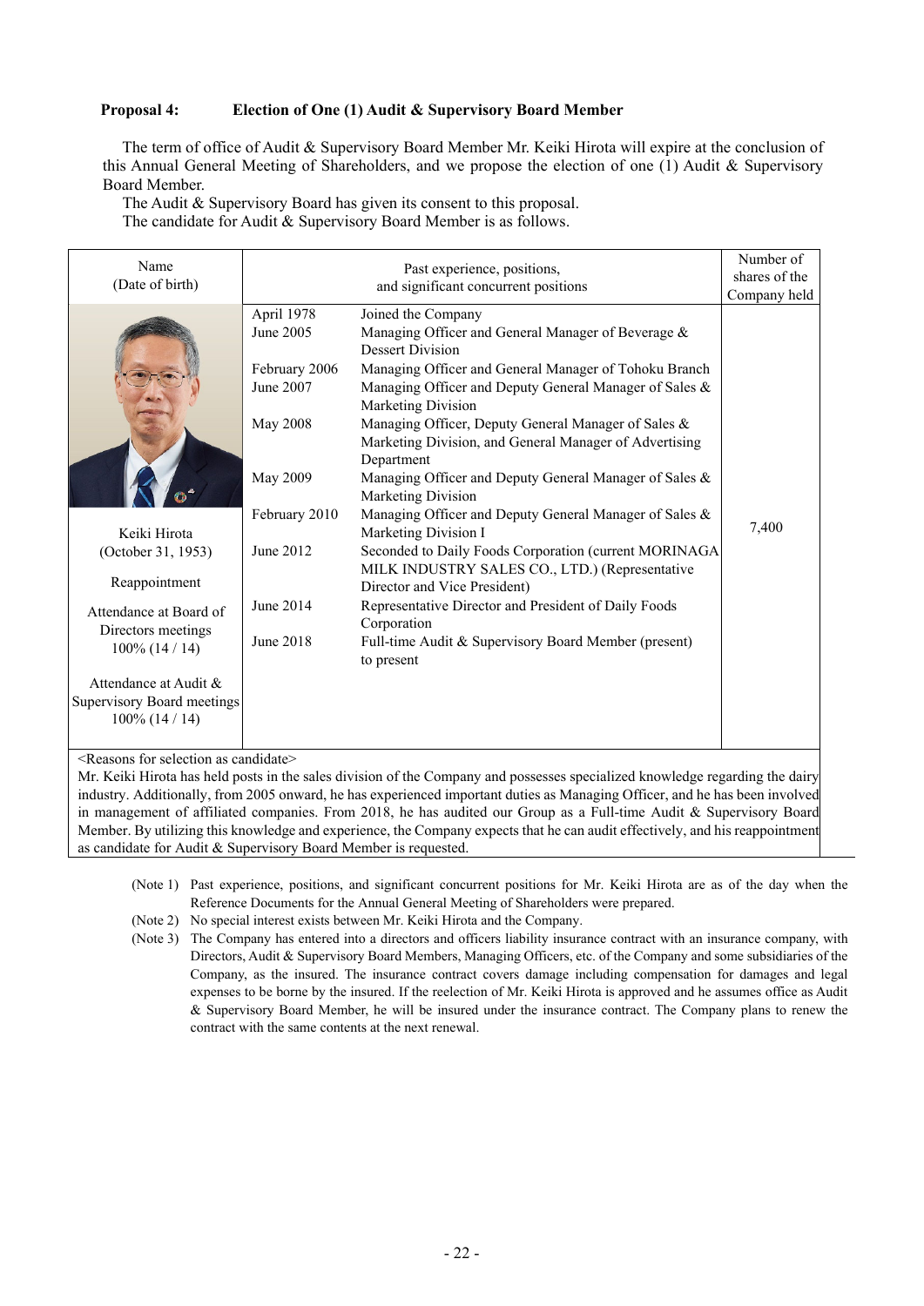**Proposal 4: Election of One (1) Audit & Supervisory Board Member**

The term of office of Audit & Supervisory Board Member Mr. Keiki Hirota will expire at the conclusion of this Annual General Meeting of Shareholders, and we propose the election of one (1) Audit & Supervisory Board Member.

The Audit & Supervisory Board has given its consent to this proposal.

The candidate for Audit & Supervisory Board Member is as follows.

| Name (Date of birth) | Past experience, positions, and significant concurrent positions | | Number of shares of the Company held |
|---|---|---|---|
| Keiki Hirota (October 31, 1953) | April 1978 | Joined the Company | 7,400 |
| Reappointment | June 2005 | Managing Officer and General Manager of Beverage & Dessert Division | |
| Attendance at Board of Directors meetings 100% (14 / 14) | February 2006 | Managing Officer and General Manager of Tohoku Branch | |
| Attendance at Audit & Supervisory Board meetings 100% (14 / 14) | June 2007 | Managing Officer and Deputy General Manager of Sales & Marketing Division | |
| | May 2008 | Managing Officer, Deputy General Manager of Sales & Marketing Division, and General Manager of Advertising Department | |
| | May 2009 | Managing Officer and Deputy General Manager of Sales & Marketing Division | |
| | February 2010 | Managing Officer and Deputy General Manager of Sales & Marketing Division I | |
| | June 2012 | Seconded to Daily Foods Corporation (current MORINAGA MILK INDUSTRY SALES CO., LTD.) (Representative Director and Vice President) | |
| | June 2014 | Representative Director and President of Daily Foods Corporation | |
| | June 2018 | Full-time Audit & Supervisory Board Member (present) to present | |

<Reasons for selection as candidate>

Mr. Keiki Hirota has held posts in the sales division of the Company and possesses specialized knowledge regarding the dairy industry. Additionally, from 2005 onward, he has experienced important duties as Managing Officer, and he has been involved in management of affiliated companies. From 2018, he has audited our Group as a Full-time Audit & Supervisory Board Member. By utilizing this knowledge and experience, the Company expects that he can audit effectively, and his reappointment as candidate for Audit & Supervisory Board Member is requested.

(Note 1) Past experience, positions, and significant concurrent positions for Mr. Keiki Hirota are as of the day when the Reference Documents for the Annual General Meeting of Shareholders were prepared.

(Note 2) No special interest exists between Mr. Keiki Hirota and the Company.

(Note 3) The Company has entered into a directors and officers liability insurance contract with an insurance company, with Directors, Audit & Supervisory Board Members, Managing Officers, etc. of the Company and some subsidiaries of the Company, as the insured. The insurance contract covers damage including compensation for damages and legal expenses to be borne by the insured. If the reelection of Mr. Keiki Hirota is approved and he assumes office as Audit & Supervisory Board Member, he will be insured under the insurance contract. The Company plans to renew the contract with the same contents at the next renewal.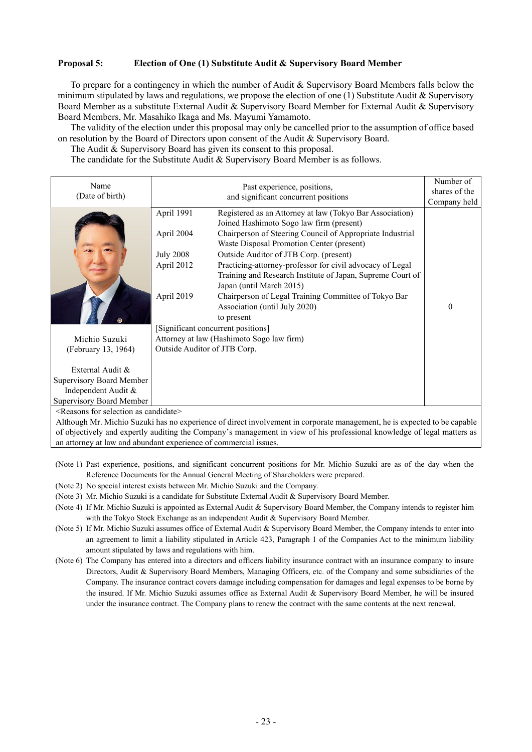**Proposal 5: Election of One (1) Substitute Audit & Supervisory Board Member**

To prepare for a contingency in which the number of Audit & Supervisory Board Members falls below the minimum stipulated by laws and regulations, we propose the election of one (1) Substitute Audit & Supervisory Board Member as a substitute External Audit & Supervisory Board Member for External Audit & Supervisory Board Members, Mr. Masahiko Ikaga and Ms. Mayumi Yamamoto.

The validity of the election under this proposal may only be cancelled prior to the assumption of office based on resolution by the Board of Directors upon consent of the Audit & Supervisory Board.

The Audit & Supervisory Board has given its consent to this proposal.

The candidate for the Substitute Audit & Supervisory Board Member is as follows.

| Name (Date of birth) | Past experience, positions, and significant concurrent positions | | Number of shares of the Company held |
|---|---|---|---|
| Michio Suzuki (February 13, 1964)<br><br>External Audit & Supervisory Board Member<br>Independent Audit & Supervisory Board Member | April 1991 | Registered as an Attorney at law (Tokyo Bar Association)<br>Joined Hashimoto Sogo law firm (present) | 0 |
| | April 2004 | Chairperson of Steering Council of Appropriate Industrial Waste Disposal Promotion Center (present) | |
| | July 2008 | Outside Auditor of JTB Corp. (present) | |
| | April 2012 | Practicing-attorney-professor for civil advocacy of Legal Training and Research Institute of Japan, Supreme Court of Japan (until March 2015) | |
| | April 2019 | Chairperson of Legal Training Committee of Tokyo Bar Association (until July 2020)<br>to present | |
| | [Significant concurrent positions]<br>Attorney at law (Hashimoto Sogo law firm)<br>Outside Auditor of JTB Corp. | | |

<Reasons for selection as candidate>
Although Mr. Michio Suzuki has no experience of direct involvement in corporate management, he is expected to be capable of objectively and expertly auditing the Company's management in view of his professional knowledge of legal matters as an attorney at law and abundant experience of commercial issues.

(Note 1) Past experience, positions, and significant concurrent positions for Mr. Michio Suzuki are as of the day when the Reference Documents for the Annual General Meeting of Shareholders were prepared.

(Note 2) No special interest exists between Mr. Michio Suzuki and the Company.

(Note 3) Mr. Michio Suzuki is a candidate for Substitute External Audit & Supervisory Board Member.

(Note 4) If Mr. Michio Suzuki is appointed as External Audit & Supervisory Board Member, the Company intends to register him with the Tokyo Stock Exchange as an independent Audit & Supervisory Board Member.

(Note 5) If Mr. Michio Suzuki assumes office of External Audit & Supervisory Board Member, the Company intends to enter into an agreement to limit a liability stipulated in Article 423, Paragraph 1 of the Companies Act to the minimum liability amount stipulated by laws and regulations with him.

(Note 6) The Company has entered into a directors and officers liability insurance contract with an insurance company to insure Directors, Audit & Supervisory Board Members, Managing Officers, etc. of the Company and some subsidiaries of the Company. The insurance contract covers damage including compensation for damages and legal expenses to be borne by the insured. If Mr. Michio Suzuki assumes office as External Audit & Supervisory Board Member, he will be insured under the insurance contract. The Company plans to renew the contract with the same contents at the next renewal.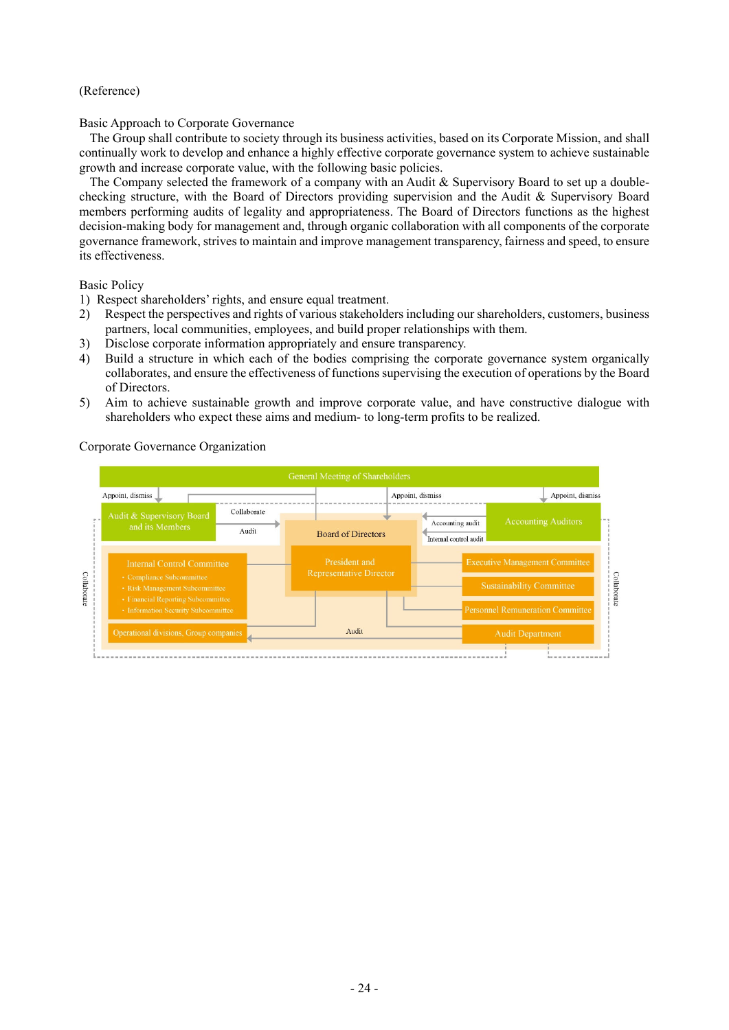(Reference)

Basic Approach to Corporate Governance

The Group shall contribute to society through its business activities, based on its Corporate Mission, and shall continually work to develop and enhance a highly effective corporate governance system to achieve sustainable growth and increase corporate value, with the following basic policies.

The Company selected the framework of a company with an Audit & Supervisory Board to set up a double-checking structure, with the Board of Directors providing supervision and the Audit & Supervisory Board members performing audits of legality and appropriateness. The Board of Directors functions as the highest decision-making body for management and, through organic collaboration with all components of the corporate governance framework, strives to maintain and improve management transparency, fairness and speed, to ensure its effectiveness.

Basic Policy

1) Respect shareholders' rights, and ensure equal treatment.
2) Respect the perspectives and rights of various stakeholders including our shareholders, customers, business partners, local communities, employees, and build proper relationships with them.
3) Disclose corporate information appropriately and ensure transparency.
4) Build a structure in which each of the bodies comprising the corporate governance system organically collaborates, and ensure the effectiveness of functions supervising the execution of operations by the Board of Directors.
5) Aim to achieve sustainable growth and improve corporate value, and have constructive dialogue with shareholders who expect these aims and medium- to long-term profits to be realized.

Corporate Governance Organization

General Meeting of Shareholders

Appoint, dismiss | Appoint, dismiss | Appoint, dismiss

Audit & Supervisory Board and its Members — Collaborate / Audit — Board of Directors — Accounting audit / Internal control audit — Accounting Auditors

President and Representative Director

Internal Control Committee
- Compliance Subcommittee
- Risk Management Subcommittee
- Financial Reporting Subcommittee
- Information Security Subcommittee

Executive Management Committee

Sustainability Committee

Personnel Remuneration Committee

Audit Department — Audit — Operational divisions, Group companies

Collaborate | Collaborate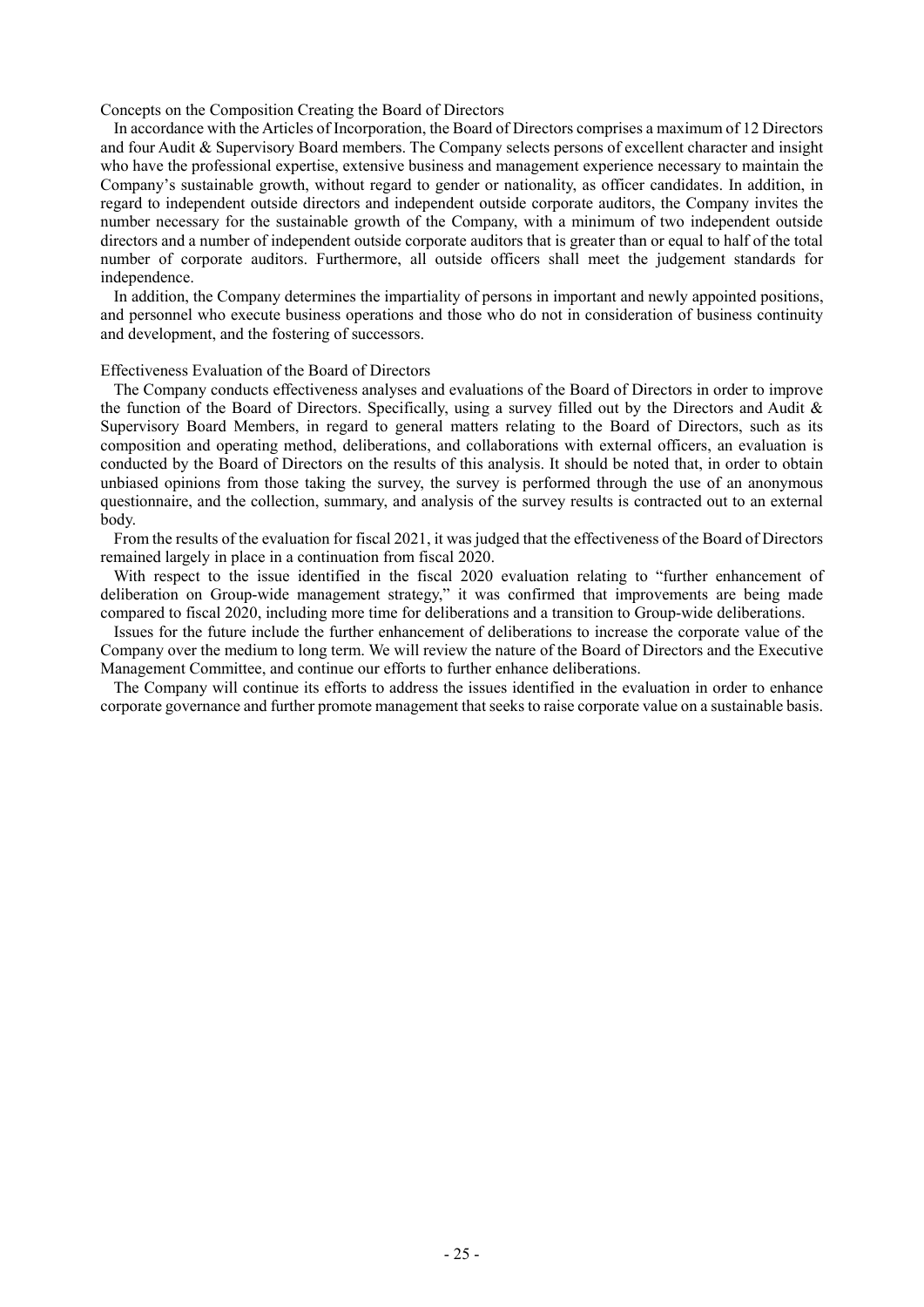### Concepts on the Composition Creating the Board of Directors

In accordance with the Articles of Incorporation, the Board of Directors comprises a maximum of 12 Directors and four Audit & Supervisory Board members. The Company selects persons of excellent character and insight who have the professional expertise, extensive business and management experience necessary to maintain the Company's sustainable growth, without regard to gender or nationality, as officer candidates. In addition, in regard to independent outside directors and independent outside corporate auditors, the Company invites the number necessary for the sustainable growth of the Company, with a minimum of two independent outside directors and a number of independent outside corporate auditors that is greater than or equal to half of the total number of corporate auditors. Furthermore, all outside officers shall meet the judgement standards for independence.

In addition, the Company determines the impartiality of persons in important and newly appointed positions, and personnel who execute business operations and those who do not in consideration of business continuity and development, and the fostering of successors.

### Effectiveness Evaluation of the Board of Directors

The Company conducts effectiveness analyses and evaluations of the Board of Directors in order to improve the function of the Board of Directors. Specifically, using a survey filled out by the Directors and Audit & Supervisory Board Members, in regard to general matters relating to the Board of Directors, such as its composition and operating method, deliberations, and collaborations with external officers, an evaluation is conducted by the Board of Directors on the results of this analysis. It should be noted that, in order to obtain unbiased opinions from those taking the survey, the survey is performed through the use of an anonymous questionnaire, and the collection, summary, and analysis of the survey results is contracted out to an external body.

From the results of the evaluation for fiscal 2021, it was judged that the effectiveness of the Board of Directors remained largely in place in a continuation from fiscal 2020.

With respect to the issue identified in the fiscal 2020 evaluation relating to "further enhancement of deliberation on Group-wide management strategy," it was confirmed that improvements are being made compared to fiscal 2020, including more time for deliberations and a transition to Group-wide deliberations.

Issues for the future include the further enhancement of deliberations to increase the corporate value of the Company over the medium to long term. We will review the nature of the Board of Directors and the Executive Management Committee, and continue our efforts to further enhance deliberations.

The Company will continue its efforts to address the issues identified in the evaluation in order to enhance corporate governance and further promote management that seeks to raise corporate value on a sustainable basis.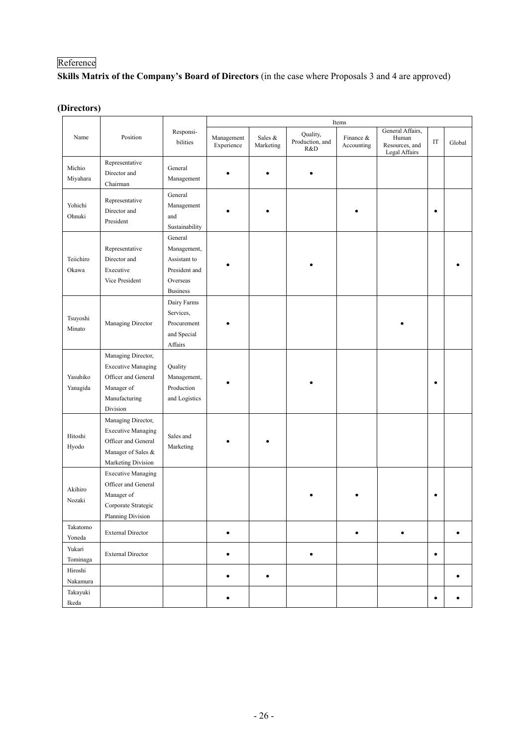Reference

**Skills Matrix of the Company's Board of Directors** (in the case where Proposals 3 and 4 are approved)

## (Directors)

| Name | Position | Responsibilities | Items | | | | | | |
|---|---|---|---|---|---|---|---|---|---|
| | | | Management Experience | Sales & Marketing | Quality, Production, and R&D | Finance & Accounting | General Affairs, Human Resources, and Legal Affairs | IT | Global |
| Michio Miyahara | Representative Director and Chairman | General Management | • | • | • | | | | |
| Yohichi Ohnuki | Representative Director and President | General Management and Sustainability | • | • | | • | | • | |
| Teiichiro Okawa | Representative Director and Executive Vice President | General Management, Assistant to President and Overseas Business | • | | • | | | | • |
| Tsuyoshi Minato | Managing Director | Dairy Farms Services, Procurement and Special Affairs | • | | | | • | | |
| Yasuhiko Yanagida | Managing Director, Executive Managing Officer and General Manager of Manufacturing Division | Quality Management, Production and Logistics | • | | • | | | • | |
| Hitoshi Hyodo | Managing Director, Executive Managing Officer and General Manager of Sales & Marketing Division | Sales and Marketing | • | • | | | | | |
| Akihiro Nozaki | Executive Managing Officer and General Manager of Corporate Strategic Planning Division | | | | • | • | | • | |
| Takatomo Yoneda | External Director | | • | | | • | • | | • |
| Yukari Tominaga | External Director | | • | | • | | | • | |
| Hiroshi Nakamura | | | • | • | | | | | • |
| Takayuki Ikeda | | | • | | | | | • | • |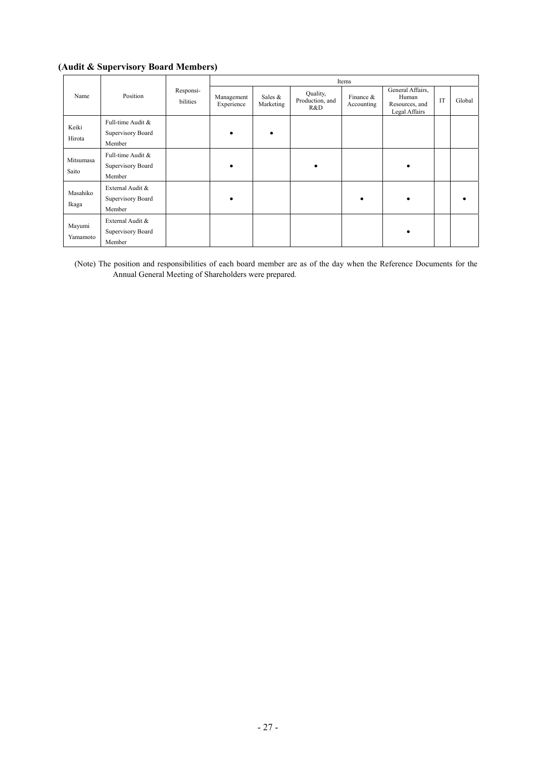**(Audit & Supervisory Board Members)**

| Name | Position | Responsi-bilities | Items | | | | | | |
|---|---|---|---|---|---|---|---|---|---|
| | | | Management Experience | Sales & Marketing | Quality, Production, and R&D | Finance & Accounting | General Affairs, Human Resources, and Legal Affairs | IT | Global |
| Keiki Hirota | Full-time Audit & Supervisory Board Member | | • | • | | | | | |
| Mitsumasa Saito | Full-time Audit & Supervisory Board Member | | • | | • | | • | | |
| Masahiko Ikaga | External Audit & Supervisory Board Member | | • | | | • | • | | • |
| Mayumi Yamamoto | External Audit & Supervisory Board Member | | | | | | • | | |

(Note) The position and responsibilities of each board member are as of the day when the Reference Documents for the Annual General Meeting of Shareholders were prepared.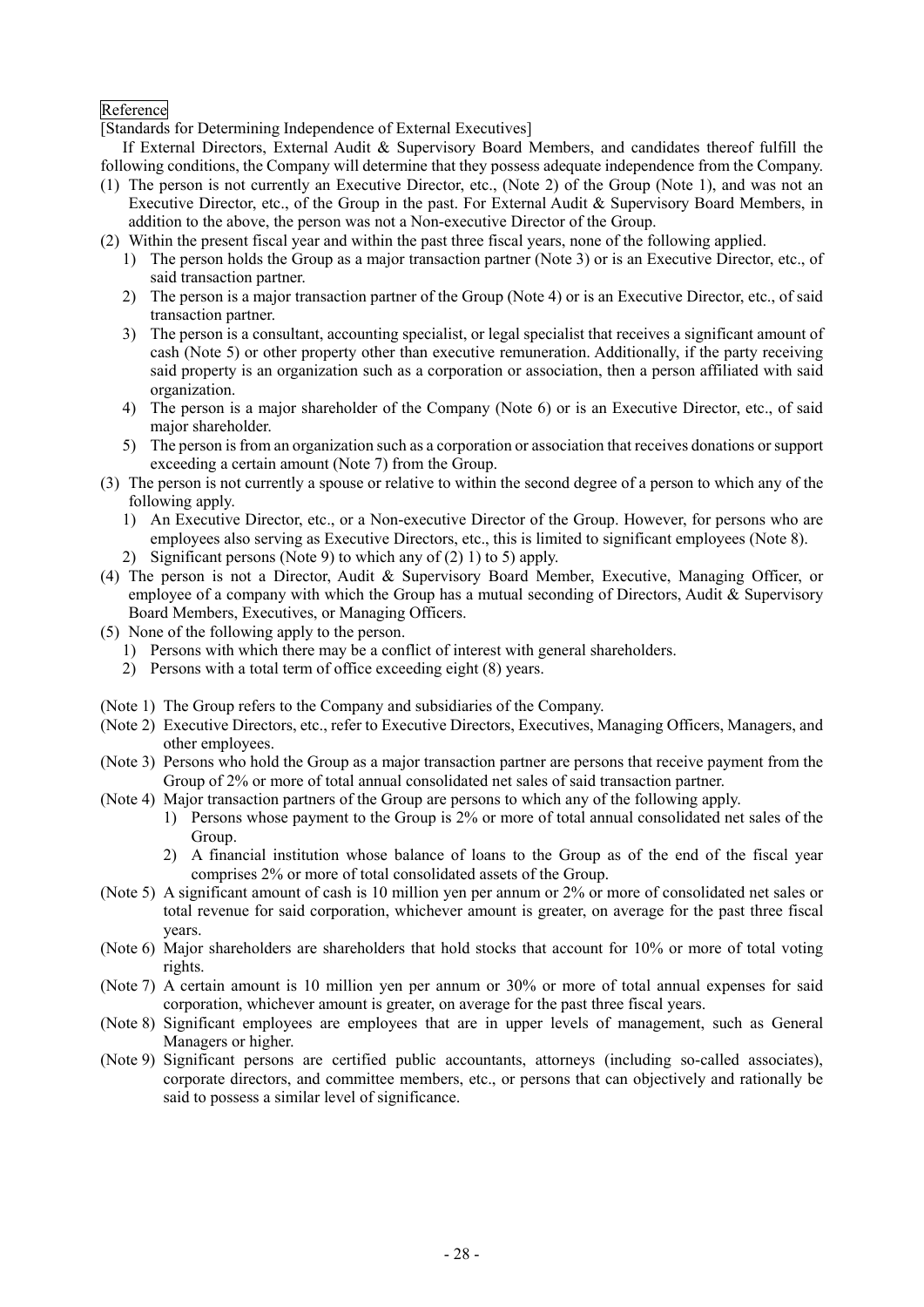Reference

[Standards for Determining Independence of External Executives]

If External Directors, External Audit & Supervisory Board Members, and candidates thereof fulfill the following conditions, the Company will determine that they possess adequate independence from the Company.

(1) The person is not currently an Executive Director, etc., (Note 2) of the Group (Note 1), and was not an Executive Director, etc., of the Group in the past. For External Audit & Supervisory Board Members, in addition to the above, the person was not a Non-executive Director of the Group.

(2) Within the present fiscal year and within the past three fiscal years, none of the following applied.

  1) The person holds the Group as a major transaction partner (Note 3) or is an Executive Director, etc., of said transaction partner.

  2) The person is a major transaction partner of the Group (Note 4) or is an Executive Director, etc., of said transaction partner.

  3) The person is a consultant, accounting specialist, or legal specialist that receives a significant amount of cash (Note 5) or other property other than executive remuneration. Additionally, if the party receiving said property is an organization such as a corporation or association, then a person affiliated with said organization.

  4) The person is a major shareholder of the Company (Note 6) or is an Executive Director, etc., of said major shareholder.

  5) The person is from an organization such as a corporation or association that receives donations or support exceeding a certain amount (Note 7) from the Group.

(3) The person is not currently a spouse or relative to within the second degree of a person to which any of the following apply.

  1) An Executive Director, etc., or a Non-executive Director of the Group. However, for persons who are employees also serving as Executive Directors, etc., this is limited to significant employees (Note 8).

  2) Significant persons (Note 9) to which any of (2) 1) to 5) apply.

(4) The person is not a Director, Audit & Supervisory Board Member, Executive, Managing Officer, or employee of a company with which the Group has a mutual seconding of Directors, Audit & Supervisory Board Members, Executives, or Managing Officers.

(5) None of the following apply to the person.

  1) Persons with which there may be a conflict of interest with general shareholders.

  2) Persons with a total term of office exceeding eight (8) years.

(Note 1) The Group refers to the Company and subsidiaries of the Company.

(Note 2) Executive Directors, etc., refer to Executive Directors, Executives, Managing Officers, Managers, and other employees.

(Note 3) Persons who hold the Group as a major transaction partner are persons that receive payment from the Group of 2% or more of total annual consolidated net sales of said transaction partner.

(Note 4) Major transaction partners of the Group are persons to which any of the following apply.

  1) Persons whose payment to the Group is 2% or more of total annual consolidated net sales of the Group.

  2) A financial institution whose balance of loans to the Group as of the end of the fiscal year comprises 2% or more of total consolidated assets of the Group.

(Note 5) A significant amount of cash is 10 million yen per annum or 2% or more of consolidated net sales or total revenue for said corporation, whichever amount is greater, on average for the past three fiscal years.

(Note 6) Major shareholders are shareholders that hold stocks that account for 10% or more of total voting rights.

(Note 7) A certain amount is 10 million yen per annum or 30% or more of total annual expenses for said corporation, whichever amount is greater, on average for the past three fiscal years.

(Note 8) Significant employees are employees that are in upper levels of management, such as General Managers or higher.

(Note 9) Significant persons are certified public accountants, attorneys (including so-called associates), corporate directors, and committee members, etc., or persons that can objectively and rationally be said to possess a similar level of significance.